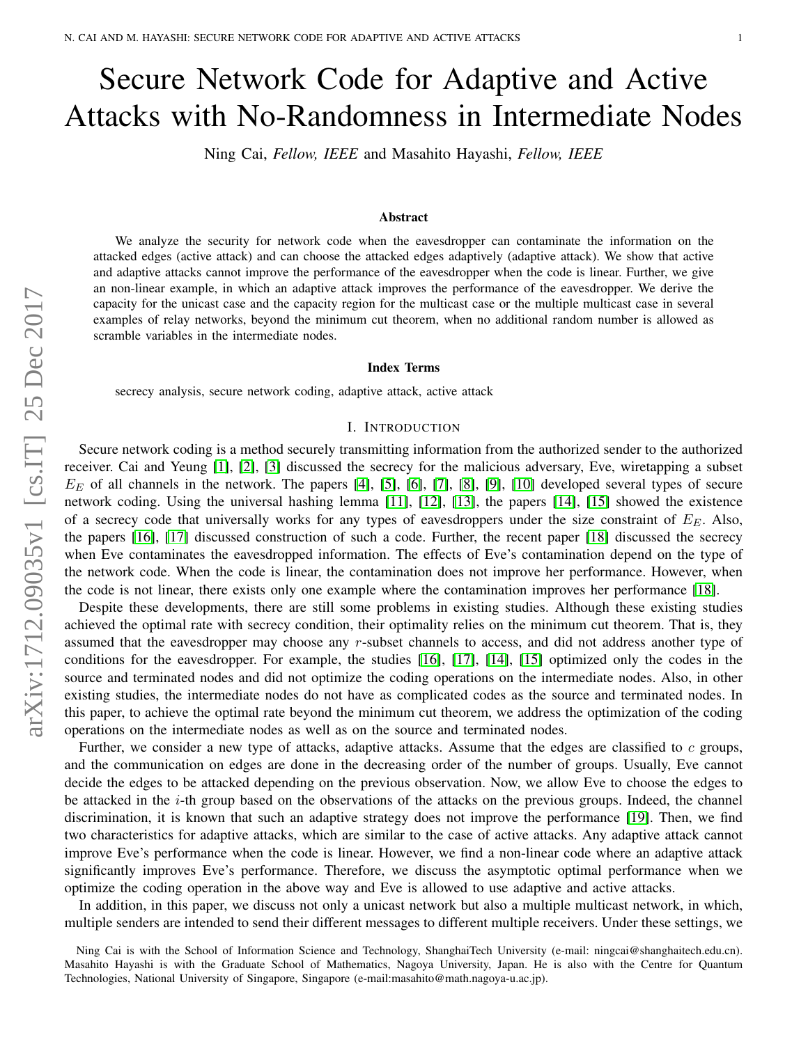# Secure Network Code for Adaptive and Active Attacks with No-Randomness in Intermediate Nodes

Ning Cai, *Fellow, IEEE* and Masahito Hayashi, *Fellow, IEEE*

### Abstract

We analyze the security for network code when the eavesdropper can contaminate the information on the attacked edges (active attack) and can choose the attacked edges adaptively (adaptive attack). We show that active and adaptive attacks cannot improve the performance of the eavesdropper when the code is linear. Further, we give an non-linear example, in which an adaptive attack improves the performance of the eavesdropper. We derive the capacity for the unicast case and the capacity region for the multicast case or the multiple multicast case in several examples of relay networks, beyond the minimum cut theorem, when no additional random number is allowed as scramble variables in the intermediate nodes.

### Index Terms

secrecy analysis, secure network coding, adaptive attack, active attack

## I. Introduction

Secure network coding is a method securely transmitting information from the authorized sender to the authorized receiver. Cai and Yeung [1], [2], [3] discussed the secrecy for the malicious adversary, Eve, wiretapping a subset $E_E$ of all channels in the network. The papers [4], [5], [6], [7], [8], [9], [10] developed several types of secure network coding. Using the universal hashing lemma [11], [12], [13], the papers [14], [15] showed the existence of a secrecy code that universally works for any types of eavesdroppers under the size constraint of $E_E$. Also, the papers [16], [17] discussed construction of such a code. Further, the recent paper [18] discussed the secrecy when Eve contaminates the eavesdropped information. The effects of Eve's contamination depend on the type of the network code. When the code is linear, the contamination does not improve her performance. However, when the code is not linear, there exists only one example where the contamination improves her performance [18].

Despite these developments, there are still some problems in existing studies. Although these existing studies achieved the optimal rate with secrecy condition, their optimality relies on the minimum cut theorem. That is, they assumed that the eavesdropper may choose any $r$-subset channels to access, and did not address another type of conditions for the eavesdropper. For example, the studies [16], [17], [14], [15] optimized only the codes in the source and terminated nodes and did not optimize the coding operations on the intermediate nodes. Also, in other existing studies, the intermediate nodes do not have as complicated codes as the source and terminated nodes. In this paper, to achieve the optimal rate beyond the minimum cut theorem, we address the optimization of the coding operations on the intermediate nodes as well as on the source and terminated nodes.

Further, we consider a new type of attacks, adaptive attacks. Assume that the edges are classified to $c$ groups, and the communication on edges are done in the decreasing order of the number of groups. Usually, Eve cannot decide the edges to be attacked depending on the previous observation. Now, we allow Eve to choose the edges to be attacked in the $i$-th group based on the observations of the attacks on the previous groups. Indeed, the channel discrimination, it is known that such an adaptive strategy does not improve the performance [19]. Then, we find two characteristics for adaptive attacks, which are similar to the case of active attacks. Any adaptive attack cannot improve Eve's performance when the code is linear. However, we find a non-linear code where an adaptive attack significantly improves Eve's performance. Therefore, we discuss the asymptotic optimal performance when we optimize the coding operation in the above way and Eve is allowed to use adaptive and active attacks.

In addition, in this paper, we discuss not only a unicast network but also a multiple multicast network, in which, multiple senders are intended to send their different messages to different multiple receivers. Under these settings, we

Ning Cai is with the School of Information Science and Technology, ShanghaiTech University (e-mail: ningcai@shanghaitech.edu.cn). Masahito Hayashi is with the Graduate School of Mathematics, Nagoya University, Japan. He is also with the Centre for Quantum Technologies, National University of Singapore, Singapore (e-mail:masahito@math.nagoya-u.ac.jp).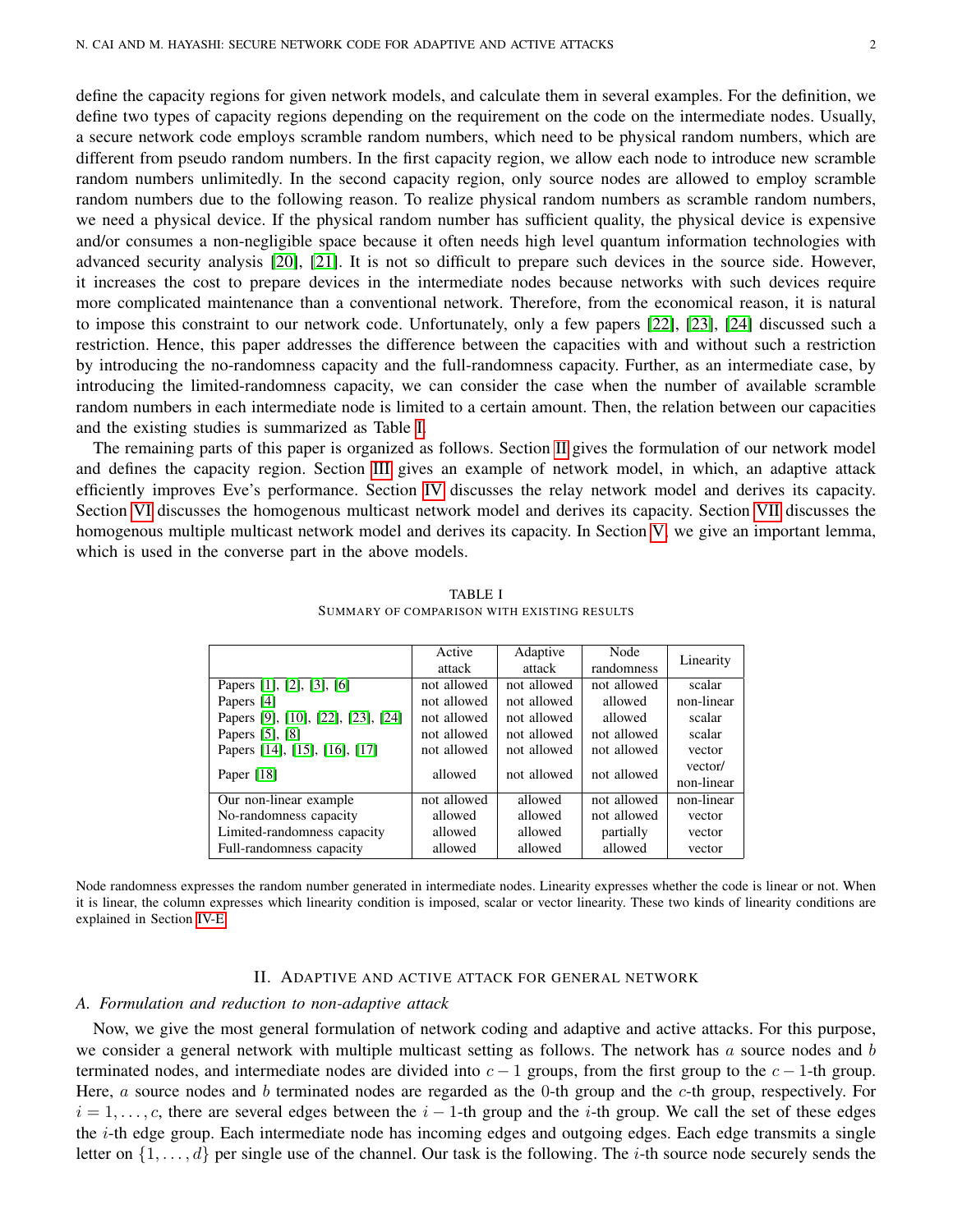define the capacity regions for given network models, and calculate them in several examples. For the definition, we define two types of capacity regions depending on the requirement on the code on the intermediate nodes. Usually, a secure network code employs scramble random numbers, which need to be physical random numbers, which are different from pseudo random numbers. In the first capacity region, we allow each node to introduce new scramble random numbers unlimitedly. In the second capacity region, only source nodes are allowed to employ scramble random numbers due to the following reason. To realize physical random numbers as scramble random numbers, we need a physical device. If the physical random number has sufficient quality, the physical device is expensive and/or consumes a non-negligible space because it often needs high level quantum information technologies with advanced security analysis [20], [21]. It is not so difficult to prepare such devices in the source side. However, it increases the cost to prepare devices in the intermediate nodes because networks with such devices require more complicated maintenance than a conventional network. Therefore, from the economical reason, it is natural to impose this constraint to our network code. Unfortunately, only a few papers [22], [23], [24] discussed such a restriction. Hence, this paper addresses the difference between the capacities with and without such a restriction by introducing the no-randomness capacity and the full-randomness capacity. Further, as an intermediate case, by introducing the limited-randomness capacity, we can consider the case when the number of available scramble random numbers in each intermediate node is limited to a certain amount. Then, the relation between our capacities and the existing studies is summarized as Table I.

The remaining parts of this paper is organized as follows. Section II gives the formulation of our network model and defines the capacity region. Section III gives an example of network model, in which, an adaptive attack efficiently improves Eve's performance. Section IV discusses the relay network model and derives its capacity. Section VI discusses the homogenous multicast network model and derives its capacity. Section VII discusses the homogenous multiple multicast network model and derives its capacity. In Section V, we give an important lemma, which is used in the converse part in the above models.

TABLE I
SUMMARY OF COMPARISON WITH EXISTING RESULTS

| | Active attack | Adaptive attack | Node randomness | Linearity |
|---|---|---|---|---|
| Papers [1], [2], [3], [6] | not allowed | not allowed | not allowed | scalar |
| Papers [4] | not allowed | not allowed | allowed | non-linear |
| Papers [9], [10], [22], [23], [24] | not allowed | not allowed | allowed | scalar |
| Papers [5], [8] | not allowed | not allowed | not allowed | scalar |
| Papers [14], [15], [16], [17] | not allowed | not allowed | not allowed | vector |
| Paper [18] | allowed | not allowed | not allowed | vector/ non-linear |
| Our non-linear example | not allowed | allowed | not allowed | non-linear |
| No-randomness capacity | allowed | allowed | not allowed | vector |
| Limited-randomness capacity | allowed | allowed | partially | vector |
| Full-randomness capacity | allowed | allowed | allowed | vector |

Node randomness expresses the random number generated in intermediate nodes. Linearity expresses whether the code is linear or not. When it is linear, the column expresses which linearity condition is imposed, scalar or vector linearity. These two kinds of linearity conditions are explained in Section IV-E.

## II. Adaptive and active attack for general network

### A. Formulation and reduction to non-adaptive attack

Now, we give the most general formulation of network coding and adaptive and active attacks. For this purpose, we consider a general network with multiple multicast setting as follows. The network has $a$ source nodes and $b$ terminated nodes, and intermediate nodes are divided into $c-1$ groups, from the first group to the $c-1$-th group. Here, $a$ source nodes and $b$ terminated nodes are regarded as the 0-th group and the $c$-th group, respectively. For $i = 1, \ldots, c$, there are several edges between the $i-1$-th group and the $i$-th group. We call the set of these edges the $i$-th edge group. Each intermediate node has incoming edges and outgoing edges. Each edge transmits a single letter on $\{1, \ldots, d\}$ per single use of the channel. Our task is the following. The $i$-th source node securely sends the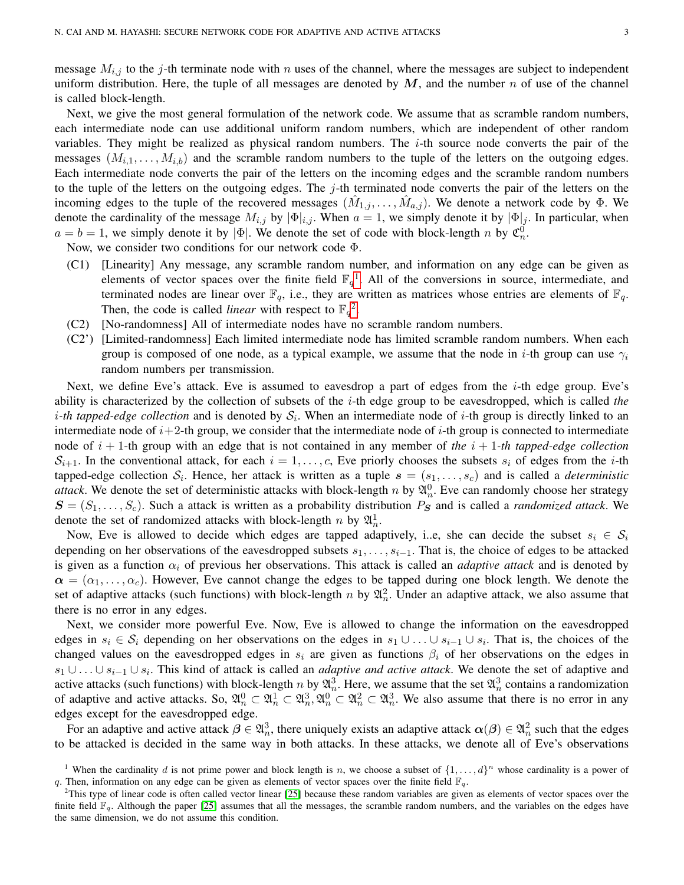message $M_{i,j}$ to the $j$-th terminate node with $n$ uses of the channel, where the messages are subject to independent uniform distribution. Here, the tuple of all messages are denoted by $\boldsymbol{M}$, and the number $n$ of use of the channel is called block-length.

Next, we give the most general formulation of the network code. We assume that as scramble random numbers, each intermediate node can use additional uniform random numbers, which are independent of other random variables. They might be realized as physical random numbers. The $i$-th source node converts the pair of the messages $(M_{i,1},\dots,M_{i,b})$ and the scramble random numbers to the tuple of the letters on the outgoing edges. Each intermediate node converts the pair of the letters on the incoming edges and the scramble random numbers to the tuple of the letters on the outgoing edges. The $j$-th terminated node converts the pair of the letters on the incoming edges to the tuple of the recovered messages $(\hat{M}_{1,j},\dots,\hat{M}_{a,j})$. We denote a network code by $\Phi$. We denote the cardinality of the message $M_{i,j}$ by $|\Phi|_{i,j}$. When $a=1$, we simply denote it by $|\Phi|_j$. In particular, when $a=b=1$, we simply denote it by $|\Phi|$. We denote the set of code with block-length $n$ by $\mathfrak{C}_n^0$.

Now, we consider two conditions for our network code $\Phi$.

- (C1) [Linearity] Any message, any scramble random number, and information on any edge can be given as elements of vector spaces over the finite field $\mathbb{F}_q$[1]. All of the conversions in source, intermediate, and terminated nodes are linear over $\mathbb{F}_q$, i.e., they are written as matrices whose entries are elements of $\mathbb{F}_q$. Then, the code is called *linear* with respect to $\mathbb{F}_q$[2].
- (C2) [No-randomness] All of intermediate nodes have no scramble random numbers.
- (C2') [Limited-randomness] Each limited intermediate node has limited scramble random numbers. When each group is composed of one node, as a typical example, we assume that the node in $i$-th group can use $\gamma_i$ random numbers per transmission.

Next, we define Eve's attack. Eve is assumed to eavesdrop a part of edges from the $i$-th edge group. Eve's ability is characterized by the collection of subsets of the $i$-th edge group to be eavesdropped, which is called *the $i$-th tapped-edge collection* and is denoted by $\mathcal{S}_i$. When an intermediate node of $i$-th group is directly linked to an intermediate node of $i+2$-th group, we consider that the intermediate node of $i$-th group is connected to intermediate node of $i+1$-th group with an edge that is not contained in any member of *the $i+1$-th tapped-edge collection* $\mathcal{S}_{i+1}$. In the conventional attack, for each $i=1,\dots,c$, Eve priorly chooses the subsets $s_i$ of edges from the $i$-th tapped-edge collection $\mathcal{S}_i$. Hence, her attack is written as a tuple $\boldsymbol{s}=(s_1,\dots,s_c)$ and is called a *deterministic attack*. We denote the set of deterministic attacks with block-length $n$ by $\mathfrak{A}_n^0$. Eve can randomly choose her strategy $\boldsymbol{S}=(S_1,\dots,S_c)$. Such a attack is written as a probability distribution $P_{\boldsymbol{S}}$ and is called a *randomized attack*. We denote the set of randomized attacks with block-length $n$ by $\mathfrak{A}_n^1$.

Now, Eve is allowed to decide which edges are tapped adaptively, i..e, she can decide the subset $s_i \in \mathcal{S}_i$ depending on her observations of the eavesdropped subsets $s_1,\dots,s_{i-1}$. That is, the choice of edges to be attacked is given as a function $\alpha_i$ of previous her observations. This attack is called an *adaptive attack* and is denoted by $\boldsymbol{\alpha}=(\alpha_1,\dots,\alpha_c)$. However, Eve cannot change the edges to be tapped during one block length. We denote the set of adaptive attacks (such functions) with block-length $n$ by $\mathfrak{A}_n^2$. Under an adaptive attack, we also assume that there is no error in any edges.

Next, we consider more powerful Eve. Now, Eve is allowed to change the information on the eavesdropped edges in $s_i \in \mathcal{S}_i$ depending on her observations on the edges in $s_1 \cup \ldots \cup s_{i-1} \cup s_i$. That is, the choices of the changed values on the eavesdropped edges in $s_i$ are given as functions $\beta_i$ of her observations on the edges in $s_1 \cup \ldots \cup s_{i-1} \cup s_i$. This kind of attack is called an *adaptive and active attack*. We denote the set of adaptive and active attacks (such functions) with block-length $n$ by $\mathfrak{A}_n^3$. Here, we assume that the set $\mathfrak{A}_n^3$ contains a randomization of adaptive and active attacks. So, $\mathfrak{A}_n^0 \subset \mathfrak{A}_n^1 \subset \mathfrak{A}_n^3, \mathfrak{A}_n^0 \subset \mathfrak{A}_n^2 \subset \mathfrak{A}_n^3$. We also assume that there is no error in any edges except for the eavesdropped edge.

For an adaptive and active attack $\boldsymbol{\beta} \in \mathfrak{A}_n^3$, there uniquely exists an adaptive attack $\boldsymbol{\alpha}(\boldsymbol{\beta}) \in \mathfrak{A}_n^2$ such that the edges to be attacked is decided in the same way in both attacks. In these attacks, we denote all of Eve's observations

[1] When the cardinality $d$ is not prime power and block length is $n$, we choose a subset of $\{1,\dots,d\}^n$ whose cardinality is a power of $q$. Then, information on any edge can be given as elements of vector spaces over the finite field $\mathbb{F}_q$.

[2] This type of linear code is often called vector linear [25] because these random variables are given as elements of vector spaces over the finite field $\mathbb{F}_q$. Although the paper [25] assumes that all the messages, the scramble random numbers, and the variables on the edges have the same dimension, we do not assume this condition.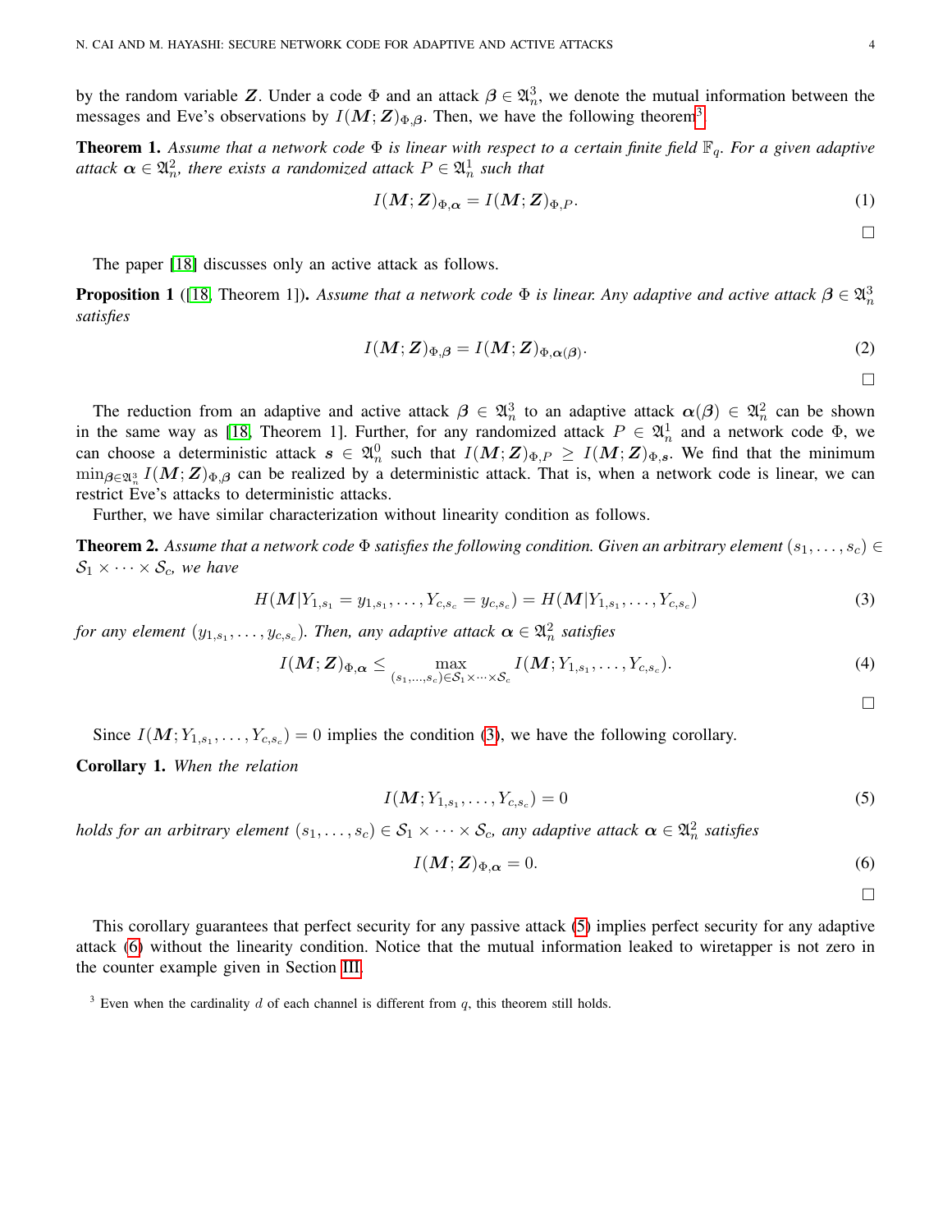by the random variable $\boldsymbol{Z}$. Under a code $\Phi$ and an attack $\boldsymbol{\beta} \in \mathfrak{A}_n^3$, we denote the mutual information between the messages and Eve's observations by $I(\boldsymbol{M};\boldsymbol{Z})_{\Phi,\boldsymbol{\beta}}$. Then, we have the following theorem[3].

**Theorem 1.** *Assume that a network code $\Phi$ is linear with respect to a certain finite field $\mathbb{F}_q$. For a given adaptive attack $\boldsymbol{\alpha} \in \mathfrak{A}_n^2$, there exists a randomized attack $P \in \mathfrak{A}_n^1$ such that*

$$I(\boldsymbol{M};\boldsymbol{Z})_{\Phi,\boldsymbol{\alpha}} = I(\boldsymbol{M};\boldsymbol{Z})_{\Phi,P}. \tag{1}$$

□

The paper [18] discusses only an active attack as follows.

**Proposition 1** ([18, Theorem 1])**.** *Assume that a network code $\Phi$ is linear. Any adaptive and active attack $\boldsymbol{\beta} \in \mathfrak{A}_n^3$ satisfies*

$$I(\boldsymbol{M};\boldsymbol{Z})_{\Phi,\boldsymbol{\beta}} = I(\boldsymbol{M};\boldsymbol{Z})_{\Phi,\boldsymbol{\alpha}(\boldsymbol{\beta})}. \tag{2}$$

□

The reduction from an adaptive and active attack $\boldsymbol{\beta} \in \mathfrak{A}_n^3$ to an adaptive attack $\boldsymbol{\alpha}(\boldsymbol{\beta}) \in \mathfrak{A}_n^2$ can be shown in the same way as [18, Theorem 1]. Further, for any randomized attack $P \in \mathfrak{A}_n^1$ and a network code $\Phi$, we can choose a deterministic attack $\boldsymbol{s} \in \mathfrak{A}_n^0$ such that $I(\boldsymbol{M};\boldsymbol{Z})_{\Phi,P} \geq I(\boldsymbol{M};\boldsymbol{Z})_{\Phi,\boldsymbol{s}}$. We find that the minimum $\min_{\boldsymbol{\beta}\in\mathfrak{A}_n^3} I(\boldsymbol{M};\boldsymbol{Z})_{\Phi,\boldsymbol{\beta}}$ can be realized by a deterministic attack. That is, when a network code is linear, we can restrict Eve's attacks to deterministic attacks.

Further, we have similar characterization without linearity condition as follows.

**Theorem 2.** *Assume that a network code $\Phi$ satisfies the following condition. Given an arbitrary element $(s_1,\ldots,s_c) \in \mathcal{S}_1 \times \cdots \times \mathcal{S}_c$, we have*

$$H(\boldsymbol{M}|Y_{1,s_1}=y_{1,s_1},\ldots,Y_{c,s_c}=y_{c,s_c}) = H(\boldsymbol{M}|Y_{1,s_1},\ldots,Y_{c,s_c}) \tag{3}$$

*for any element $(y_{1,s_1},\ldots,y_{c,s_c})$. Then, any adaptive attack $\boldsymbol{\alpha} \in \mathfrak{A}_n^2$ satisfies*

$$I(\boldsymbol{M};\boldsymbol{Z})_{\Phi,\boldsymbol{\alpha}} \leq \max_{(s_1,\ldots,s_c)\in\mathcal{S}_1\times\cdots\times\mathcal{S}_c} I(\boldsymbol{M};Y_{1,s_1},\ldots,Y_{c,s_c}). \tag{4}$$

□

Since $I(\boldsymbol{M};Y_{1,s_1},\ldots,Y_{c,s_c}) = 0$ implies the condition (3), we have the following corollary.

**Corollary 1.** *When the relation*

$$I(\boldsymbol{M};Y_{1,s_1},\ldots,Y_{c,s_c}) = 0 \tag{5}$$

*holds for an arbitrary element $(s_1,\ldots,s_c) \in \mathcal{S}_1 \times \cdots \times \mathcal{S}_c$, any adaptive attack $\boldsymbol{\alpha} \in \mathfrak{A}_n^2$ satisfies*

$$I(\boldsymbol{M};\boldsymbol{Z})_{\Phi,\boldsymbol{\alpha}} = 0. \tag{6}$$

□

This corollary guarantees that perfect security for any passive attack (5) implies perfect security for any adaptive attack (6) without the linearity condition. Notice that the mutual information leaked to wiretapper is not zero in the counter example given in Section III.

[3] Even when the cardinality $d$ of each channel is different from $q$, this theorem still holds.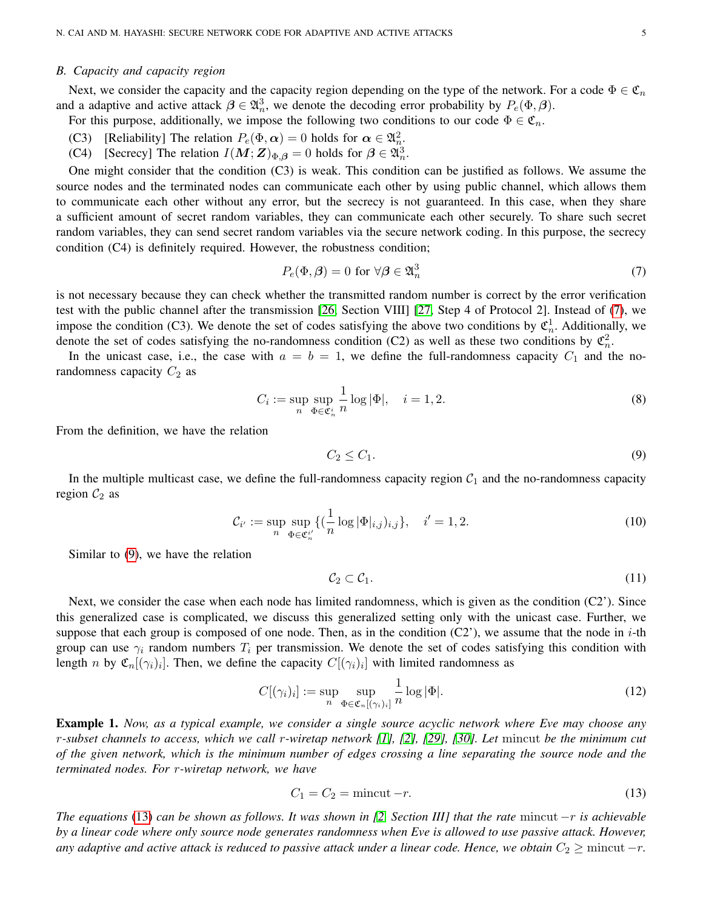### B. Capacity and capacity region

Next, we consider the capacity and the capacity region depending on the type of the network. For a code $\Phi \in \mathfrak{C}_n$ and a adaptive and active attack $\boldsymbol{\beta} \in \mathfrak{A}_n^3$, we denote the decoding error probability by $P_e(\Phi, \boldsymbol{\beta})$.

For this purpose, additionally, we impose the following two conditions to our code $\Phi \in \mathfrak{C}_n$.

(C3) [Reliability] The relation $P_e(\Phi, \boldsymbol{\alpha}) = 0$ holds for $\boldsymbol{\alpha} \in \mathfrak{A}_n^2$.

(C4) [Secrecy] The relation $I(\boldsymbol{M}; \boldsymbol{Z})_{\Phi,\boldsymbol{\beta}} = 0$ holds for $\boldsymbol{\beta} \in \mathfrak{A}_n^3$.

One might consider that the condition (C3) is weak. This condition can be justified as follows. We assume the source nodes and the terminated nodes can communicate each other by using public channel, which allows them to communicate each other without any error, but the secrecy is not guaranteed. In this case, when they share a sufficient amount of secret random variables, they can communicate each other securely. To share such secret random variables, they can send secret random variables via the secure network coding. In this purpose, the secrecy condition (C4) is definitely required. However, the robustness condition;

$$P_e(\Phi, \boldsymbol{\beta}) = 0 \text{ for } \forall \boldsymbol{\beta} \in \mathfrak{A}_n^3 \tag{7}$$

is not necessary because they can check whether the transmitted random number is correct by the error verification test with the public channel after the transmission [26, Section VIII] [27, Step 4 of Protocol 2]. Instead of (7), we impose the condition (C3). We denote the set of codes satisfying the above two conditions by $\mathfrak{C}_n^1$. Additionally, we denote the set of codes satisfying the no-randomness condition (C2) as well as these two conditions by $\mathfrak{C}_n^2$.

In the unicast case, i.e., the case with $a = b = 1$, we define the full-randomness capacity $C_1$ and the no-randomness capacity $C_2$ as

$$C_i := \sup_n \sup_{\Phi \in \mathfrak{C}_n^i} \frac{1}{n} \log |\Phi|, \quad i = 1, 2. \tag{8}$$

From the definition, we have the relation

$$C_2 \le C_1. \tag{9}$$

In the multiple multicast case, we define the full-randomness capacity region $\mathcal{C}_1$ and the no-randomness capacity region $\mathcal{C}_2$ as

$$\mathcal{C}_{i'} := \sup_n \sup_{\Phi \in \mathfrak{C}_n^{i'}} \{(\frac{1}{n} \log |\Phi|_{i,j})_{i,j}\}, \quad i' = 1, 2. \tag{10}$$

Similar to (9), we have the relation

$$\mathcal{C}_2 \subset \mathcal{C}_1. \tag{11}$$

Next, we consider the case when each node has limited randomness, which is given as the condition (C2'). Since this generalized case is complicated, we discuss this generalized setting only with the unicast case. Further, we suppose that each group is composed of one node. Then, as in the condition (C2'), we assume that the node in $i$-th group can use $\gamma_i$ random numbers $T_i$ per transmission. We denote the set of codes satisfying this condition with length $n$ by $\mathfrak{C}_n[(\gamma_i)_i]$. Then, we define the capacity $C[(\gamma_i)_i]$ with limited randomness as

$$C[(\gamma_i)_i] := \sup_n \sup_{\Phi \in \mathfrak{C}_n[(\gamma_i)_i]} \frac{1}{n} \log |\Phi|. \tag{12}$$

**Example 1.** *Now, as a typical example, we consider a single source acyclic network where Eve may choose any $r$-subset channels to access, which we call $r$-wiretap network [1], [2], [29], [30]. Let* mincut *be the minimum cut of the given network, which is the minimum number of edges crossing a line separating the source node and the terminated nodes. For $r$-wiretap network, we have*

$$C_1 = C_2 = \mathrm{mincut} - r. \tag{13}$$

*The equations (13) can be shown as follows. It was shown in [2, Section III] that the rate $\mathrm{mincut} - r$ is achievable by a linear code where only source node generates randomness when Eve is allowed to use passive attack. However, any adaptive and active attack is reduced to passive attack under a linear code. Hence, we obtain $C_2 \ge \mathrm{mincut} - r$.*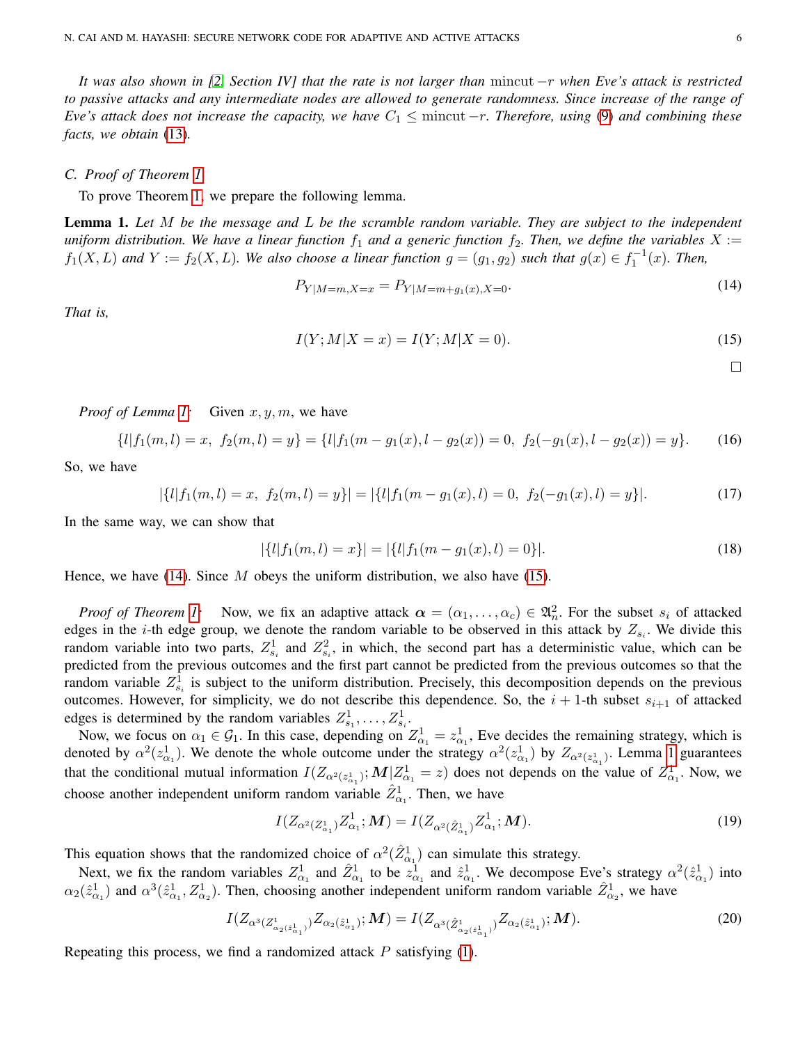*It was also shown in [2, Section IV] that the rate is not larger than* $\mathrm{mincut} - r$ *when Eve's attack is restricted to passive attacks and any intermediate nodes are allowed to generate randomness. Since increase of the range of Eve's attack does not increase the capacity, we have* $C_1 \le \mathrm{mincut} - r$*. Therefore, using (9) and combining these facts, we obtain (13).*

### C. Proof of Theorem 1

To prove Theorem 1, we prepare the following lemma.

**Lemma 1.** *Let $M$ be the message and $L$ be the scramble random variable. They are subject to the independent uniform distribution. We have a linear function $f_1$ and a generic function $f_2$. Then, we define the variables $X := f_1(X,L)$ and $Y := f_2(X,L)$. We also choose a linear function $g = (g_1, g_2)$ such that $g(x) \in f_1^{-1}(x)$. Then,*

$$P_{Y|M=m,X=x} = P_{Y|M=m+g_1(x),X=0}. \tag{14}$$

*That is,*

$$I(Y;M|X=x) = I(Y;M|X=0). \tag{15}$$

□

*Proof of Lemma 1:* Given $x, y, m$, we have

$$\{l | f_1(m,l) = x,\ f_2(m,l) = y\} = \{l | f_1(m - g_1(x), l - g_2(x)) = 0,\ f_2(-g_1(x), l - g_2(x)) = y\}. \tag{16}$$

So, we have

$$|\{l | f_1(m,l) = x,\ f_2(m,l) = y\}| = |\{l | f_1(m - g_1(x), l) = 0,\ f_2(-g_1(x), l) = y\}|. \tag{17}$$

In the same way, we can show that

$$|\{l | f_1(m,l) = x\}| = |\{l | f_1(m - g_1(x), l) = 0\}|. \tag{18}$$

Hence, we have (14). Since $M$ obeys the uniform distribution, we also have (15).

*Proof of Theorem 1:* Now, we fix an adaptive attack $\boldsymbol{\alpha} = (\alpha_1, \ldots, \alpha_c) \in \mathfrak{A}_n^2$. For the subset $s_i$ of attacked edges in the $i$-th edge group, we denote the random variable to be observed in this attack by $Z_{s_i}$. We divide this random variable into two parts, $Z_{s_i}^1$ and $Z_{s_i}^2$, in which, the second part has a deterministic value, which can be predicted from the previous outcomes and the first part cannot be predicted from the previous outcomes so that the random variable $Z_{s_i}^1$ is subject to the uniform distribution. Precisely, this decomposition depends on the previous outcomes. However, for simplicity, we do not describe this dependence. So, the $i+1$-th subset $s_{i+1}$ of attacked edges is determined by the random variables $Z_{s_1}^1, \ldots, Z_{s_i}^1$.

Now, we focus on $\alpha_1 \in \mathcal{G}_1$. In this case, depending on $Z_{\alpha_1}^1 = z_{\alpha_1}^1$, Eve decides the remaining strategy, which is denoted by $\alpha^2(z_{\alpha_1}^1)$. We denote the whole outcome under the strategy $\alpha^2(z_{\alpha_1}^1)$ by $Z_{\alpha^2(z_{\alpha_1}^1)}$. Lemma 1 guarantees that the conditional mutual information $I(Z_{\alpha^2(z_{\alpha_1}^1)}; \boldsymbol{M} | Z_{\alpha_1}^1 = z)$ does not depends on the value of $Z_{\alpha_1}^1$. Now, we choose another independent uniform random variable $\hat{Z}_{\alpha_1}^1$. Then, we have

$$I(Z_{\alpha^2(Z_{\alpha_1}^1)} Z_{\alpha_1}^1; \boldsymbol{M}) = I(Z_{\alpha^2(\hat{Z}_{\alpha_1}^1)} Z_{\alpha_1}^1; \boldsymbol{M}). \tag{19}$$

This equation shows that the randomized choice of $\alpha^2(\hat{Z}_{\alpha_1}^1)$ can simulate this strategy.

Next, we fix the random variables $Z_{\alpha_1}^1$ and $\hat{Z}_{\alpha_1}^1$ to be $z_{\alpha_1}^1$ and $\hat{z}_{\alpha_1}^1$. We decompose Eve's strategy $\alpha^2(\hat{z}_{\alpha_1}^1)$ into $\alpha_2(\hat{z}_{\alpha_1}^1)$ and $\alpha^3(\hat{z}_{\alpha_1}^1, Z_{\alpha_2}^1)$. Then, choosing another independent uniform random variable $\hat{Z}_{\alpha_2}^1$, we have

$$I(Z_{\alpha^3(Z^1_{\alpha_2(\hat{z}_{\alpha_1}^1)})} Z_{\alpha_2(\hat{z}_{\alpha_1}^1)}; \boldsymbol{M}) = I(Z_{\alpha^3(\hat{Z}^1_{\alpha_2(\hat{z}_{\alpha_1}^1)})} Z_{\alpha_2(\hat{z}_{\alpha_1}^1)}; \boldsymbol{M}). \tag{20}$$

Repeating this process, we find a randomized attack $P$ satisfying (1).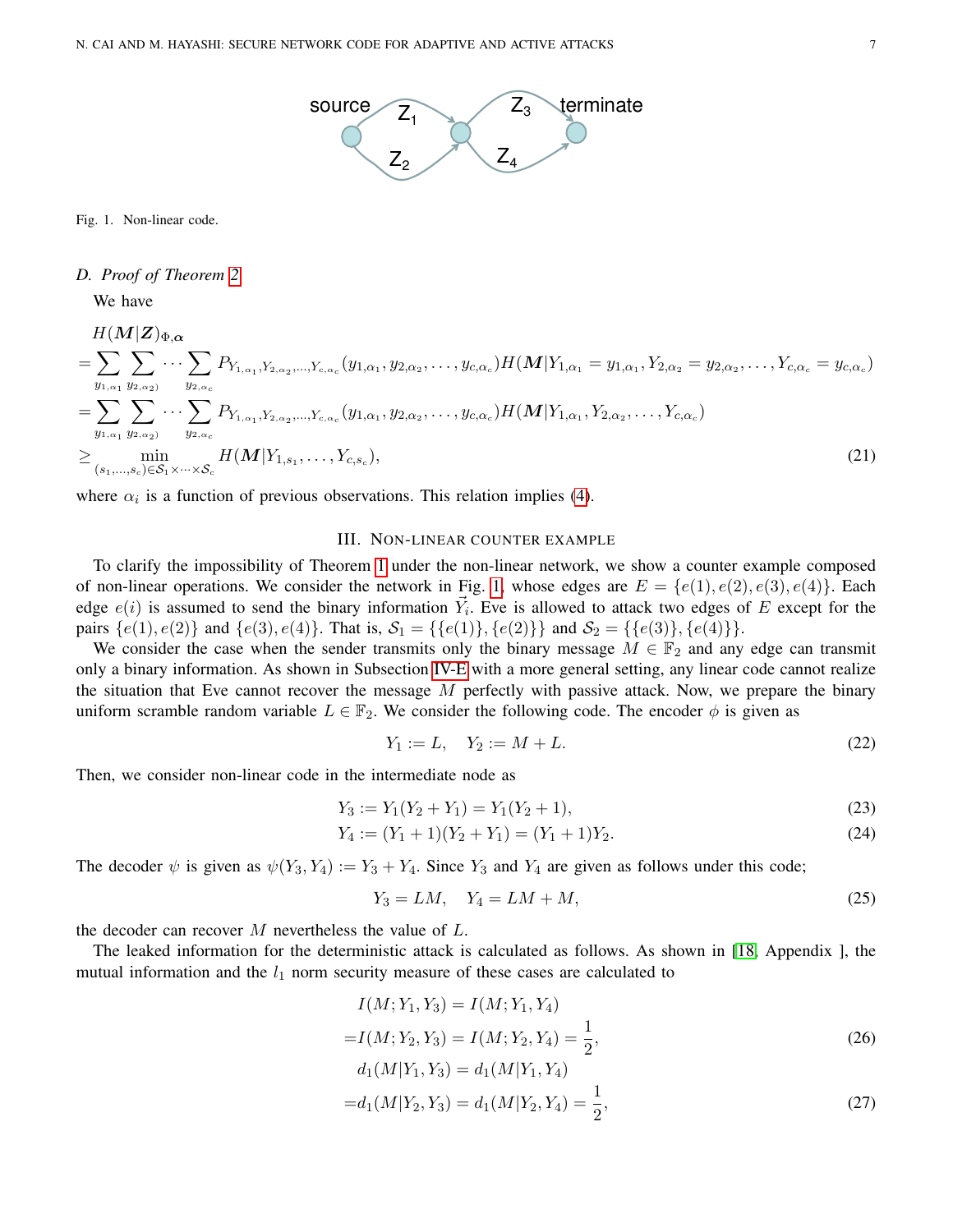Fig. 1. Non-linear code.

### D. Proof of Theorem 2

We have

$$
\begin{aligned}
& H(\boldsymbol{M}|\boldsymbol{Z})_{\Phi,\boldsymbol{\alpha}} \\
=& \sum_{y_{1,\alpha_1}} \sum_{y_{2,\alpha_2})} \cdots \sum_{y_{2,\alpha_c}} P_{Y_{1,\alpha_1},Y_{2,\alpha_2},\ldots,Y_{c,\alpha_c}}(y_{1,\alpha_1}, y_{2,\alpha_2}, \ldots, y_{c,\alpha_c}) H(\boldsymbol{M}|Y_{1,\alpha_1} = y_{1,\alpha_1}, Y_{2,\alpha_2} = y_{2,\alpha_2}, \ldots, Y_{c,\alpha_c} = y_{c,\alpha_c}) \\
=& \sum_{y_{1,\alpha_1}} \sum_{y_{2,\alpha_2})} \cdots \sum_{y_{2,\alpha_c}} P_{Y_{1,\alpha_1},Y_{2,\alpha_2},\ldots,Y_{c,\alpha_c}}(y_{1,\alpha_1}, y_{2,\alpha_2}, \ldots, y_{c,\alpha_c}) H(\boldsymbol{M}|Y_{1,\alpha_1}, Y_{2,\alpha_2}, \ldots, Y_{c,\alpha_c}) \\
\geq& \min_{(s_1,\ldots,s_c)\in\mathcal{S}_1\times\cdots\times\mathcal{S}_c} H(\boldsymbol{M}|Y_{1,s_1}, \ldots, Y_{c,s_c}),
\end{aligned} \tag{21}
$$

where $\alpha_i$ is a function of previous observations. This relation implies (4).

## III. Non-linear counter example

To clarify the impossibility of Theorem 1 under the non-linear network, we show a counter example composed of non-linear operations. We consider the network in Fig. 1, whose edges are $E = \{e(1), e(2), e(3), e(4)\}$. Each edge $e(i)$ is assumed to send the binary information $\vec{Y}_i$. Eve is allowed to attack two edges of $E$ except for the pairs $\{e(1), e(2)\}$ and $\{e(3), e(4)\}$. That is, $\mathcal{S}_1 = \{\{e(1)\}, \{e(2)\}\}$ and $\mathcal{S}_2 = \{\{e(3)\}, \{e(4)\}\}$.

We consider the case when the sender transmits only the binary message $M \in \mathbb{F}_2$ and any edge can transmit only a binary information. As shown in Subsection IV-E with a more general setting, any linear code cannot realize the situation that Eve cannot recover the message $M$ perfectly with passive attack. Now, we prepare the binary uniform scramble random variable $L \in \mathbb{F}_2$. We consider the following code. The encoder $\phi$ is given as

$$
Y_1 := L, \quad Y_2 := M + L. \tag{22}
$$

Then, we consider non-linear code in the intermediate node as

$$
Y_3 := Y_1(Y_2 + Y_1) = Y_1(Y_2 + 1), \tag{23}
$$

$$
Y_4 := (Y_1 + 1)(Y_2 + Y_1) = (Y_1 + 1)Y_2. \tag{24}
$$

The decoder $\psi$ is given as $\psi(Y_3, Y_4) := Y_3 + Y_4$. Since $Y_3$ and $Y_4$ are given as follows under this code;

$$
Y_3 = LM, \quad Y_4 = LM + M, \tag{25}
$$

the decoder can recover $M$ nevertheless the value of $L$.

The leaked information for the deterministic attack is calculated as follows. As shown in [18, Appendix ], the mutual information and the $l_1$ norm security measure of these cases are calculated to

$$
\begin{aligned}
& I(M; Y_1, Y_3) = I(M; Y_1, Y_4) \\
=& I(M; Y_2, Y_3) = I(M; Y_2, Y_4) = \frac{1}{2},
\end{aligned} \tag{26}
$$

$$
\begin{aligned}
& d_1(M|Y_1, Y_3) = d_1(M|Y_1, Y_4) \\
=& d_1(M|Y_2, Y_3) = d_1(M|Y_2, Y_4) = \frac{1}{2},
\end{aligned} \tag{27}
$$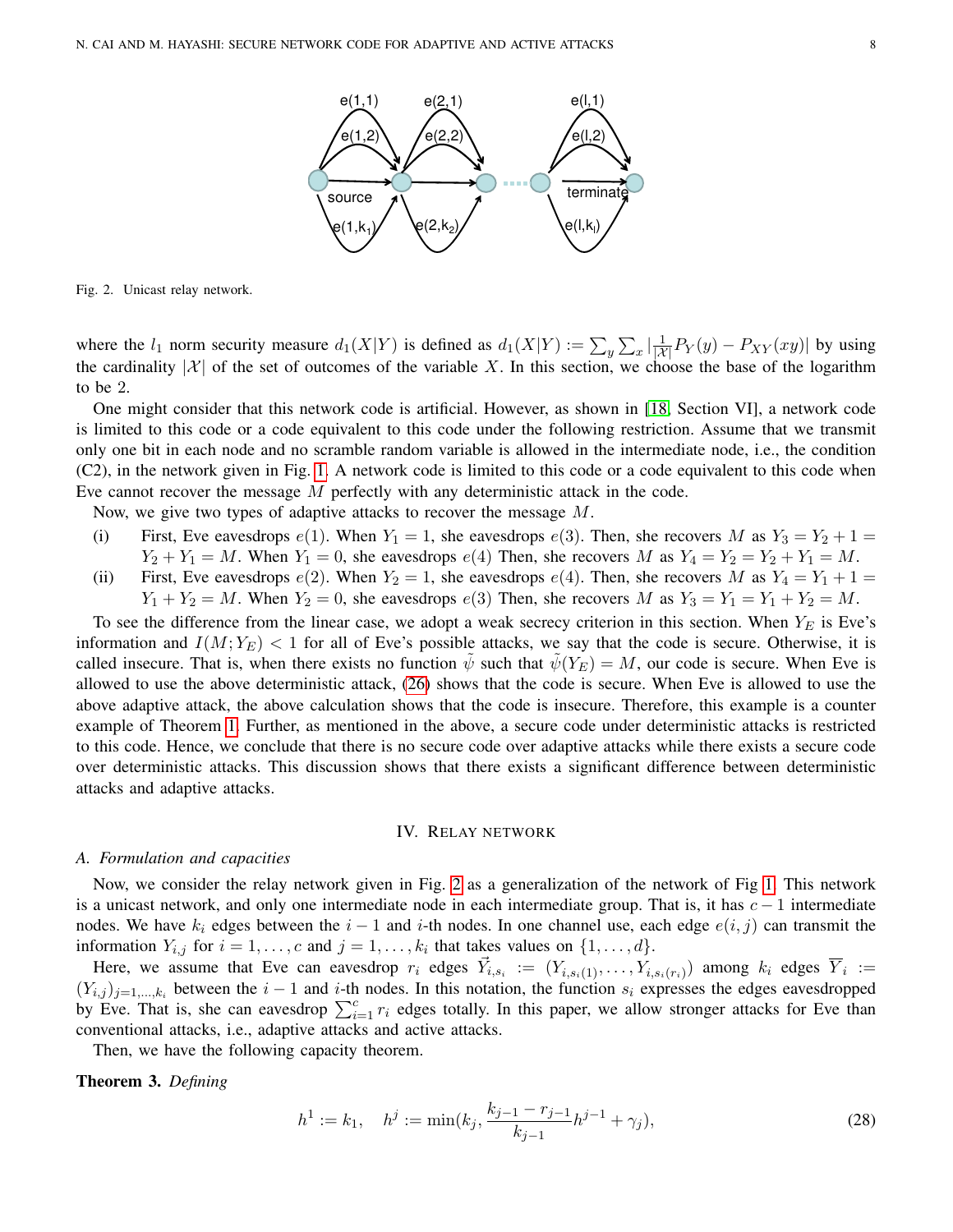Fig. 2. Unicast relay network.

where the $l_1$ norm security measure $d_1(X|Y)$ is defined as $d_1(X|Y) := \sum_y \sum_x |\frac{1}{|\mathcal{X}|} P_Y(y) - P_{XY}(xy)|$ by using the cardinality $|\mathcal{X}|$ of the set of outcomes of the variable $X$. In this section, we choose the base of the logarithm to be 2.

One might consider that this network code is artificial. However, as shown in [18, Section VI], a network code is limited to this code or a code equivalent to this code under the following restriction. Assume that we transmit only one bit in each node and no scramble random variable is allowed in the intermediate node, i.e., the condition (C2), in the network given in Fig. 1. A network code is limited to this code or a code equivalent to this code when Eve cannot recover the message $M$ perfectly with any deterministic attack in the code.

Now, we give two types of adaptive attacks to recover the message $M$.

(i) First, Eve eavesdrops $e(1)$. When $Y_1 = 1$, she eavesdrops $e(3)$. Then, she recovers $M$ as $Y_3 = Y_2 + 1 = Y_2 + Y_1 = M$. When $Y_1 = 0$, she eavesdrops $e(4)$ Then, she recovers $M$ as $Y_4 = Y_2 = Y_2 + Y_1 = M$.

(ii) First, Eve eavesdrops $e(2)$. When $Y_2 = 1$, she eavesdrops $e(4)$. Then, she recovers $M$ as $Y_4 = Y_1 + 1 = Y_1 + Y_2 = M$. When $Y_2 = 0$, she eavesdrops $e(3)$ Then, she recovers $M$ as $Y_3 = Y_1 = Y_1 + Y_2 = M$.

To see the difference from the linear case, we adopt a weak secrecy criterion in this section. When $Y_E$ is Eve's information and $I(M;Y_E) < 1$ for all of Eve's possible attacks, we say that the code is secure. Otherwise, it is called insecure. That is, when there exists no function $\tilde{\psi}$ such that $\tilde{\psi}(Y_E) = M$, our code is secure. When Eve is allowed to use the above deterministic attack, (26) shows that the code is secure. When Eve is allowed to use the above adaptive attack, the above calculation shows that the code is insecure. Therefore, this example is a counter example of Theorem 1. Further, as mentioned in the above, a secure code under deterministic attacks is restricted to this code. Hence, we conclude that there is no secure code over adaptive attacks while there exists a secure code over deterministic attacks. This discussion shows that there exists a significant difference between deterministic attacks and adaptive attacks.

## IV. Relay network

### A. Formulation and capacities

Now, we consider the relay network given in Fig. 2 as a generalization of the network of Fig 1. This network is a unicast network, and only one intermediate node in each intermediate group. That is, it has $c-1$ intermediate nodes. We have $k_i$ edges between the $i-1$ and $i$-th nodes. In one channel use, each edge $e(i,j)$ can transmit the information $Y_{i,j}$ for $i = 1, \ldots, c$ and $j = 1, \ldots, k_i$ that takes values on $\{1, \ldots, d\}$.

Here, we assume that Eve can eavesdrop $r_i$ edges $\vec{Y}_{i,s_i} := (Y_{i,s_i(1)}, \ldots, Y_{i,s_i(r_i)})$ among $k_i$ edges $\overline{Y}_i := (Y_{i,j})_{j=1,\ldots,k_i}$ between the $i-1$ and $i$-th nodes. In this notation, the function $s_i$ expresses the edges eavesdropped by Eve. That is, she can eavesdrop $\sum_{i=1}^{c} r_i$ edges totally. In this paper, we allow stronger attacks for Eve than conventional attacks, i.e., adaptive attacks and active attacks.

Then, we have the following capacity theorem.

**Theorem 3.** *Defining*

$$h^1 := k_1, \quad h^j := \min(k_j, \frac{k_{j-1} - r_{j-1}}{k_{j-1}} h^{j-1} + \gamma_j), \tag{28}$$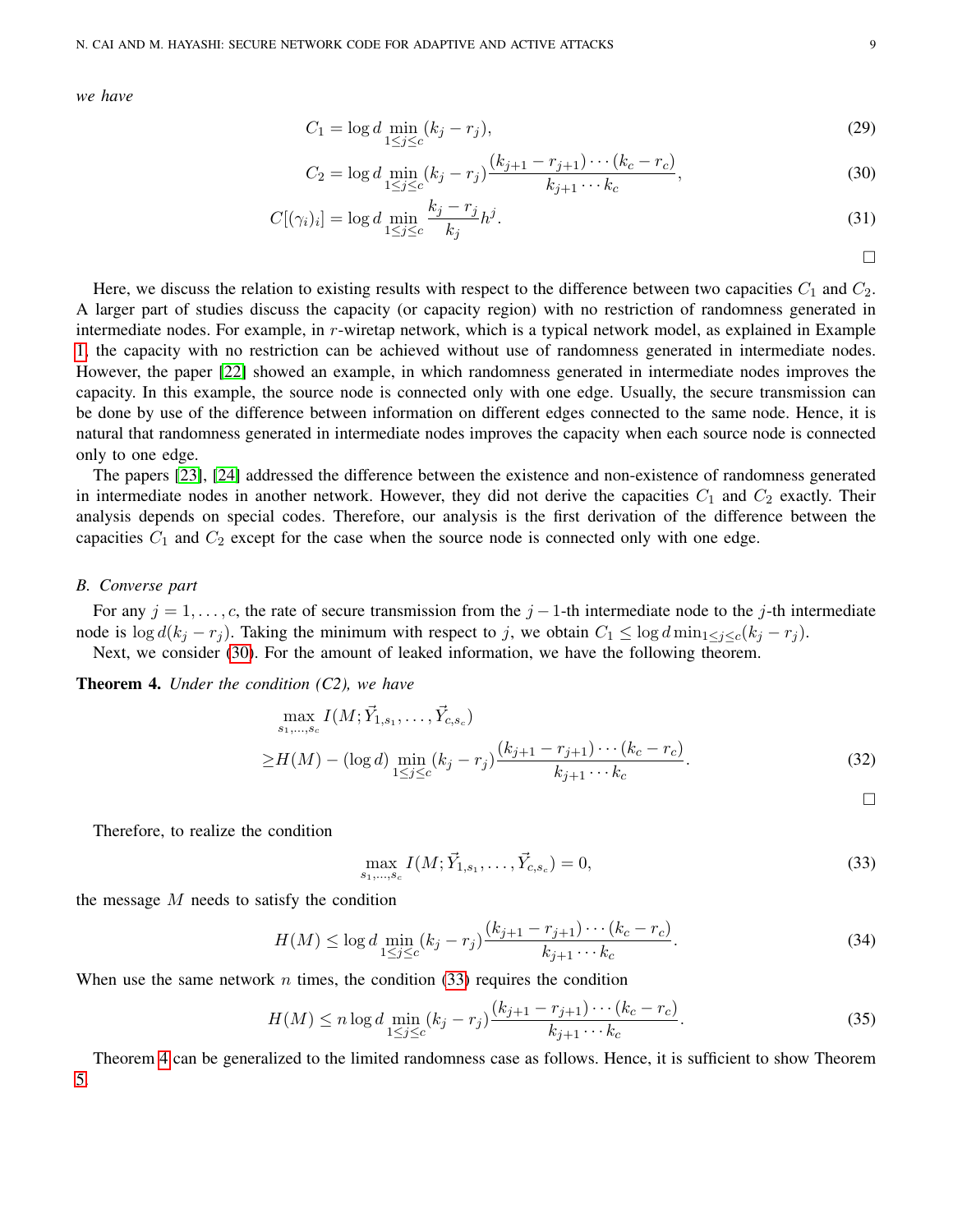*we have*

$$C_1 = \log d \min_{1\le j\le c} (k_j - r_j), \tag{29}$$

$$C_2 = \log d \min_{1\le j\le c} (k_j - r_j) \frac{(k_{j+1}-r_{j+1})\cdots(k_c-r_c)}{k_{j+1}\cdots k_c}, \tag{30}$$

$$C[(\gamma_i)_i] = \log d \min_{1\le j\le c} \frac{k_j - r_j}{k_j} h^j. \tag{31}$$

□

Here, we discuss the relation to existing results with respect to the difference between two capacities $C_1$ and $C_2$. A larger part of studies discuss the capacity (or capacity region) with no restriction of randomness generated in intermediate nodes. For example, in $r$-wiretap network, which is a typical network model, as explained in Example 1, the capacity with no restriction can be achieved without use of randomness generated in intermediate nodes. However, the paper [22] showed an example, in which randomness generated in intermediate nodes improves the capacity. In this example, the source node is connected only with one edge. Usually, the secure transmission can be done by use of the difference between information on different edges connected to the same node. Hence, it is natural that randomness generated in intermediate nodes improves the capacity when each source node is connected only to one edge.

The papers [23], [24] addressed the difference between the existence and non-existence of randomness generated in intermediate nodes in another network. However, they did not derive the capacities $C_1$ and $C_2$ exactly. Their analysis depends on special codes. Therefore, our analysis is the first derivation of the difference between the capacities $C_1$ and $C_2$ except for the case when the source node is connected only with one edge.

### *B. Converse part*

For any $j = 1, \ldots, c$, the rate of secure transmission from the $j-1$-th intermediate node to the $j$-th intermediate node is $\log d(k_j - r_j)$. Taking the minimum with respect to $j$, we obtain $C_1 \le \log d \min_{1\le j\le c}(k_j - r_j)$.

Next, we consider (30). For the amount of leaked information, we have the following theorem.

**Theorem 4.** *Under the condition (C2), we have*

$$\begin{aligned}&\max_{s_1,\ldots,s_c} I(M; \vec{Y}_{1,s_1}, \ldots, \vec{Y}_{c,s_c})\\ \ge& H(M) - (\log d) \min_{1\le j\le c} (k_j - r_j) \frac{(k_{j+1}-r_{j+1})\cdots(k_c-r_c)}{k_{j+1}\cdots k_c}.\end{aligned} \tag{32}$$

□

Therefore, to realize the condition

$$\max_{s_1,\ldots,s_c} I(M; \vec{Y}_{1,s_1}, \ldots, \vec{Y}_{c,s_c}) = 0, \tag{33}$$

the message $M$ needs to satisfy the condition

$$H(M) \le \log d \min_{1\le j\le c} (k_j - r_j) \frac{(k_{j+1}-r_{j+1})\cdots(k_c-r_c)}{k_{j+1}\cdots k_c}. \tag{34}$$

When use the same network $n$ times, the condition (33) requires the condition

$$H(M) \le n \log d \min_{1\le j\le c} (k_j - r_j) \frac{(k_{j+1}-r_{j+1})\cdots(k_c-r_c)}{k_{j+1}\cdots k_c}. \tag{35}$$

Theorem 4 can be generalized to the limited randomness case as follows. Hence, it is sufficient to show Theorem 5.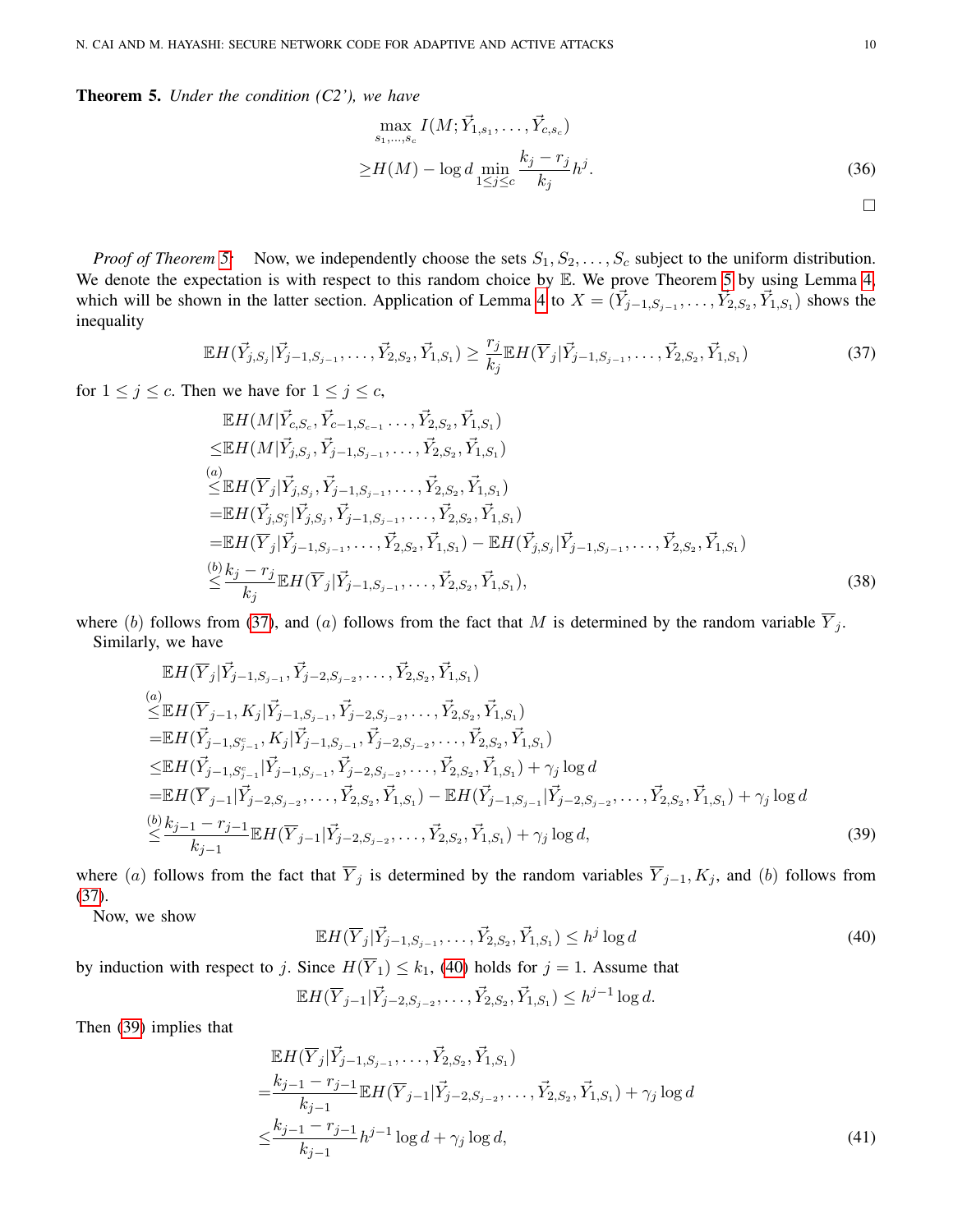**Theorem 5.** *Under the condition (C2'), we have*

$$
\begin{aligned}
&\max_{s_1,\ldots,s_c} I(M;\vec{Y}_{1,s_1},\ldots,\vec{Y}_{c,s_c}) \\
\geq & H(M) - \log d \min_{1\le j\le c} \frac{k_j - r_j}{k_j} h^j. 
\end{aligned} \tag{36}
$$

□

*Proof of Theorem 5:* Now, we independently choose the sets $S_1, S_2, \ldots, S_c$ subject to the uniform distribution. We denote the expectation is with respect to this random choice by $\mathbb{E}$. We prove Theorem 5 by using Lemma 4, which will be shown in the latter section. Application of Lemma 4 to $X = (\vec{Y}_{j-1,S_{j-1}}, \ldots, \vec{Y}_{2,S_2}, \vec{Y}_{1,S_1})$ shows the inequality

$$
\mathbb{E} H(\vec{Y}_{j,S_j}|\vec{Y}_{j-1,S_{j-1}}, \ldots, \vec{Y}_{2,S_2}, \vec{Y}_{1,S_1}) \geq \frac{r_j}{k_j} \mathbb{E} H(\overline{Y}_j|\vec{Y}_{j-1,S_{j-1}}, \ldots, \vec{Y}_{2,S_2}, \vec{Y}_{1,S_1}) \tag{37}
$$

for $1 \le j \le c$. Then we have for $1 \le j \le c$,

$$
\begin{aligned}
& \mathbb{E} H(M|\vec{Y}_{c,S_c}, \vec{Y}_{c-1,S_{c-1}} \ldots, \vec{Y}_{2,S_2}, \vec{Y}_{1,S_1}) \\
\le & \mathbb{E} H(M|\vec{Y}_{j,S_j}, \vec{Y}_{j-1,S_{j-1}}, \ldots, \vec{Y}_{2,S_2}, \vec{Y}_{1,S_1}) \\
\overset{(a)}{\le} & \mathbb{E} H(\overline{Y}_j|\vec{Y}_{j,S_j}, \vec{Y}_{j-1,S_{j-1}}, \ldots, \vec{Y}_{2,S_2}, \vec{Y}_{1,S_1}) \\
= & \mathbb{E} H(\vec{Y}_{j,S_j^c}|\vec{Y}_{j,S_j}, \vec{Y}_{j-1,S_{j-1}}, \ldots, \vec{Y}_{2,S_2}, \vec{Y}_{1,S_1}) \\
= & \mathbb{E} H(\overline{Y}_j|\vec{Y}_{j-1,S_{j-1}}, \ldots, \vec{Y}_{2,S_2}, \vec{Y}_{1,S_1}) - \mathbb{E} H(\vec{Y}_{j,S_j}|\vec{Y}_{j-1,S_{j-1}}, \ldots, \vec{Y}_{2,S_2}, \vec{Y}_{1,S_1}) \\
\overset{(b)}{\le} & \frac{k_j - r_j}{k_j} \mathbb{E} H(\overline{Y}_j|\vec{Y}_{j-1,S_{j-1}}, \ldots, \vec{Y}_{2,S_2}, \vec{Y}_{1,S_1}),
\end{aligned} \tag{38}
$$

where $(b)$ follows from (37), and $(a)$ follows from the fact that $M$ is determined by the random variable $\overline{Y}_j$.

Similarly, we have

$$
\begin{aligned}
& \mathbb{E} H(\overline{Y}_j|\vec{Y}_{j-1,S_{j-1}}, \vec{Y}_{j-2,S_{j-2}}, \ldots, \vec{Y}_{2,S_2}, \vec{Y}_{1,S_1}) \\
\overset{(a)}{\le} & \mathbb{E} H(\overline{Y}_{j-1}, K_j|\vec{Y}_{j-1,S_{j-1}}, \vec{Y}_{j-2,S_{j-2}}, \ldots, \vec{Y}_{2,S_2}, \vec{Y}_{1,S_1}) \\
= & \mathbb{E} H(\vec{Y}_{j-1,S_{j-1}^c}, K_j|\vec{Y}_{j-1,S_{j-1}}, \vec{Y}_{j-2,S_{j-2}}, \ldots, \vec{Y}_{2,S_2}, \vec{Y}_{1,S_1}) \\
\le & \mathbb{E} H(\vec{Y}_{j-1,S_{j-1}^c}|\vec{Y}_{j-1,S_{j-1}}, \vec{Y}_{j-2,S_{j-2}}, \ldots, \vec{Y}_{2,S_2}, \vec{Y}_{1,S_1}) + \gamma_j \log d \\
= & \mathbb{E} H(\overline{Y}_{j-1}|\vec{Y}_{j-2,S_{j-2}}, \ldots, \vec{Y}_{2,S_2}, \vec{Y}_{1,S_1}) - \mathbb{E} H(\vec{Y}_{j-1,S_{j-1}}|\vec{Y}_{j-2,S_{j-2}}, \ldots, \vec{Y}_{2,S_2}, \vec{Y}_{1,S_1}) + \gamma_j \log d \\
\overset{(b)}{\le} & \frac{k_{j-1} - r_{j-1}}{k_{j-1}} \mathbb{E} H(\overline{Y}_{j-1}|\vec{Y}_{j-2,S_{j-2}}, \ldots, \vec{Y}_{2,S_2}, \vec{Y}_{1,S_1}) + \gamma_j \log d,
\end{aligned} \tag{39}
$$

where $(a)$ follows from the fact that $\overline{Y}_j$ is determined by the random variables $\overline{Y}_{j-1}, K_j$, and $(b)$ follows from (37).

Now, we show

$$
\mathbb{E} H(\overline{Y}_j|\vec{Y}_{j-1,S_{j-1}}, \ldots, \vec{Y}_{2,S_2}, \vec{Y}_{1,S_1}) \le h^j \log d \tag{40}
$$

by induction with respect to $j$. Since $H(\overline{Y}_1) \le k_1$, (40) holds for $j = 1$. Assume that

$$
\mathbb{E} H(\overline{Y}_{j-1}|\vec{Y}_{j-2,S_{j-2}}, \ldots, \vec{Y}_{2,S_2}, \vec{Y}_{1,S_1}) \le h^{j-1} \log d.
$$

Then (39) implies that

$$
\begin{aligned}
& \mathbb{E} H(\overline{Y}_j|\vec{Y}_{j-1,S_{j-1}}, \ldots, \vec{Y}_{2,S_2}, \vec{Y}_{1,S_1}) \\
= & \frac{k_{j-1} - r_{j-1}}{k_{j-1}} \mathbb{E} H(\overline{Y}_{j-1}|\vec{Y}_{j-2,S_{j-2}}, \ldots, \vec{Y}_{2,S_2}, \vec{Y}_{1,S_1}) + \gamma_j \log d \\
\le & \frac{k_{j-1} - r_{j-1}}{k_{j-1}} h^{j-1} \log d + \gamma_j \log d,
\end{aligned} \tag{41}
$$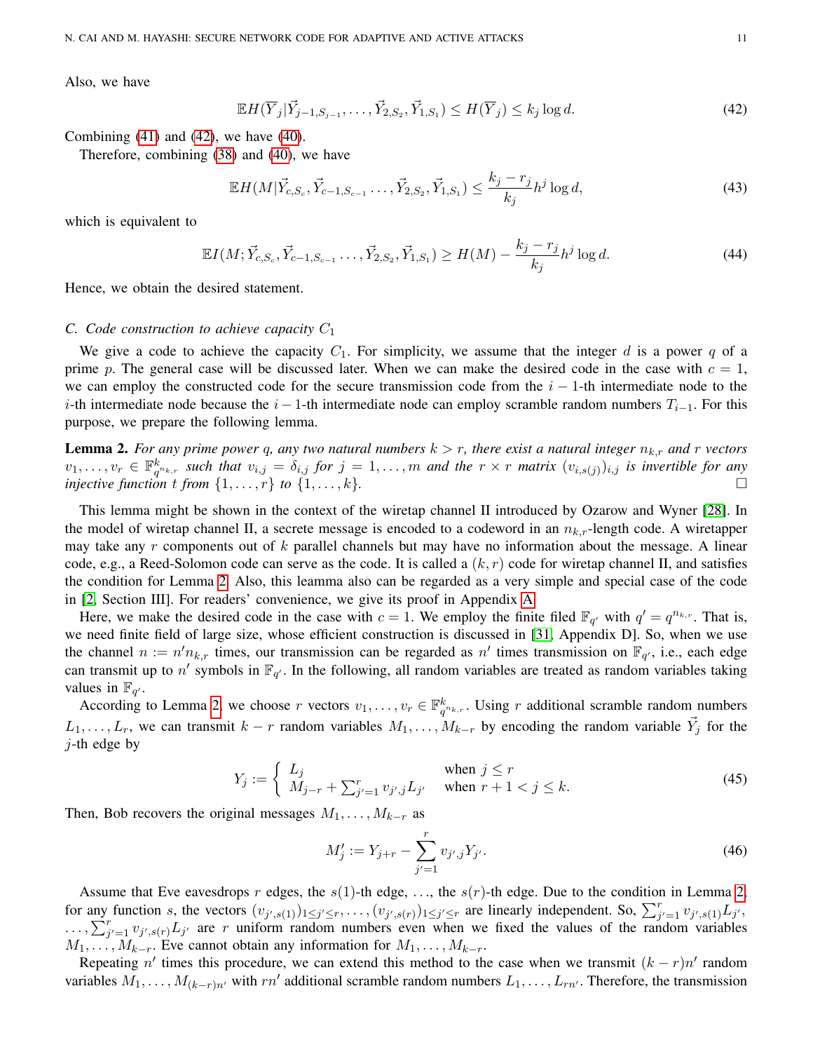Also, we have

$$\mathbb{E}H(\overline{Y}_j|\vec{Y}_{j-1,S_{j-1}},\ldots,\vec{Y}_{2,S_2},\vec{Y}_{1,S_1}) \le H(\overline{Y}_j) \le k_j \log d. \tag{42}$$

Combining (41) and (42), we have (40).

Therefore, combining (38) and (40), we have

$$\mathbb{E}H(M|\vec{Y}_{c,S_c},\vec{Y}_{c-1,S_{c-1}}\ldots,\vec{Y}_{2,S_2},\vec{Y}_{1,S_1}) \le \frac{k_j-r_j}{k_j} h^j \log d, \tag{43}$$

which is equivalent to

$$\mathbb{E}I(M;\vec{Y}_{c,S_c},\vec{Y}_{c-1,S_{c-1}}\ldots,\vec{Y}_{2,S_2},\vec{Y}_{1,S_1}) \ge H(M) - \frac{k_j-r_j}{k_j} h^j \log d. \tag{44}$$

Hence, we obtain the desired statement.

### C. Code construction to achieve capacity $C_1$

We give a code to achieve the capacity $C_1$. For simplicity, we assume that the integer $d$ is a power $q$ of a prime $p$. The general case will be discussed later. When we can make the desired code in the case with $c=1$, we can employ the constructed code for the secure transmission code from the $i-1$-th intermediate node to the $i$-th intermediate node because the $i-1$-th intermediate node can employ scramble random numbers $T_{i-1}$. For this purpose, we prepare the following lemma.

**Lemma 2.** *For any prime power $q$, any two natural numbers $k>r$, there exist a natural integer $n_{k,r}$ and $r$ vectors $v_1,\ldots,v_r \in \mathbb{F}_{q^{n_{k,r}}}^k$ such that $v_{i,j}=\delta_{i,j}$ for $j=1,\ldots,m$ and the $r\times r$ matrix $(v_{i,s(j)})_{i,j}$ is invertible for any injective function $t$ from $\{1,\ldots,r\}$ to $\{1,\ldots,k\}$.* □

This lemma might be shown in the context of the wiretap channel II introduced by Ozarow and Wyner [28]. In the model of wiretap channel II, a secrete message is encoded to a codeword in an $n_{k,r}$-length code. A wiretapper may take any $r$ components out of $k$ parallel channels but may have no information about the message. A linear code, e.g., a Reed-Solomon code can serve as the code. It is called a $(k,r)$ code for wiretap channel II, and satisfies the condition for Lemma 2. Also, this leamma also can be regarded as a very simple and special case of the code in [2, Section III]. For readers' convenience, we give its proof in Appendix A.

Here, we make the desired code in the case with $c=1$. We employ the finite filed $\mathbb{F}_{q'}$ with $q'=q^{n_{k,r}}$. That is, we need finite field of large size, whose efficient construction is discussed in [31, Appendix D]. So, when we use the channel $n:=n'n_{k,r}$ times, our transmission can be regarded as $n'$ times transmission on $\mathbb{F}_{q'}$, i.e., each edge can transmit up to $n'$ symbols in $\mathbb{F}_{q'}$. In the following, all random variables are treated as random variables taking values in $\mathbb{F}_{q'}$.

According to Lemma 2, we choose $r$ vectors $v_1,\ldots,v_r \in \mathbb{F}_{q^{n_{k,r}}}^k$. Using $r$ additional scramble random numbers $L_1,\ldots,L_r$, we can transmit $k-r$ random variables $M_1,\ldots,M_{k-r}$ by encoding the random variable $\vec{Y}_j$ for the $j$-th edge by

$$Y_j := \begin{cases} L_j & \text{when } j \le r \\ M_{j-r} + \sum_{j'=1}^r v_{j',j} L_{j'} & \text{when } r+1 < j \le k. \end{cases} \tag{45}$$

Then, Bob recovers the original messages $M_1,\ldots,M_{k-r}$ as

$$M_j' := Y_{j+r} - \sum_{j'=1}^r v_{j',j} Y_{j'}. \tag{46}$$

Assume that Eve eavesdrops $r$ edges, the $s(1)$-th edge, $\ldots$, the $s(r)$-th edge. Due to the condition in Lemma 2, for any function $s$, the vectors $(v_{j',s(1)})_{1\le j'\le r},\ldots,(v_{j',s(r)})_{1\le j'\le r}$ are linearly independent. So, $\sum_{j'=1}^r v_{j',s(1)} L_{j'}$, $\ldots,\sum_{j'=1}^r v_{j',s(r)} L_{j'}$ are $r$ uniform random numbers even when we fixed the values of the random variables $M_1,\ldots,M_{k-r}$. Eve cannot obtain any information for $M_1,\ldots,M_{k-r}$.

Repeating $n'$ times this procedure, we can extend this method to the case when we transmit $(k-r)n'$ random variables $M_1,\ldots,M_{(k-r)n'}$ with $rn'$ additional scramble random numbers $L_1,\ldots,L_{rn'}$. Therefore, the transmission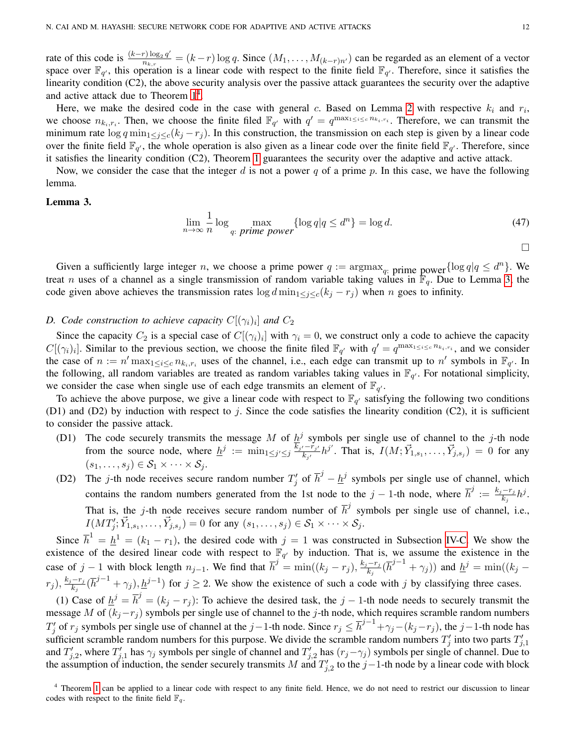rate of this code is $\frac{(k-r)\log_2 q'}{n_{k,r}} = (k-r)\log q$. Since $(M_1,\ldots,M_{(k-r)n'})$ can be regarded as an element of a vector space over $\mathbb{F}_{q'}$, this operation is a linear code with respect to the finite field $\mathbb{F}_{q'}$. Therefore, since it satisfies the linearity condition (C2), the above security analysis over the passive attack guarantees the security over the adaptive and active attack due to Theorem 1[4].

Here, we make the desired code in the case with general $c$. Based on Lemma 2 with respective $k_i$ and $r_i$, we choose $n_{k_i,r_i}$. Then, we choose the finite filed $\mathbb{F}_{q'}$ with $q' = q^{\max_{1\le i\le c} n_{k_i,r_i}}$. Therefore, we can transmit the minimum rate $\log q \min_{1\le j\le c}(k_j - r_j)$. In this construction, the transmission on each step is given by a linear code over the finite field $\mathbb{F}_{q'}$, the whole operation is also given as a linear code over the finite field $\mathbb{F}_{q'}$. Therefore, since it satisfies the linearity condition (C2), Theorem 1 guarantees the security over the adaptive and active attack.

Now, we consider the case that the integer $d$ is not a power $q$ of a prime $p$. In this case, we have the following lemma.

**Lemma 3.**

$$\lim_{n\to\infty}\frac{1}{n}\log \max_{q:\ \textit{prime power}}\{\log q | q \le d^n\} = \log d. \tag{47}$$

□

Given a sufficiently large integer $n$, we choose a prime power $q := \mathrm{argmax}_{q:\ \text{prime power}}\{\log q | q \le d^n\}$. We treat $n$ uses of a channel as a single transmission of random variable taking values in $\mathbb{F}_q$. Due to Lemma 3, the code given above achieves the transmission rates $\log d \min_{1\le j\le c}(k_j - r_j)$ when $n$ goes to infinity.

### D. Code construction to achieve capacity $C[(\gamma_i)_i]$ and $C_2$

Since the capacity $C_2$ is a special case of $C[(\gamma_i)_i]$ with $\gamma_i = 0$, we construct only a code to achieve the capacity $C[(\gamma_i)_i]$. Similar to the previous section, we choose the finite filed $\mathbb{F}_{q'}$ with $q' = q^{\max_{1\le i\le c} n_{k_i,r_i}}$, and we consider the case of $n := n'\max_{1\le i\le c} n_{k_i,r_i}$ uses of the channel, i.e., each edge can transmit up to $n'$ symbols in $\mathbb{F}_{q'}$. In the following, all random variables are treated as random variables taking values in $\mathbb{F}_{q'}$. For notational simplicity, we consider the case when single use of each edge transmits an element of $\mathbb{F}_{q'}$.

To achieve the above purpose, we give a linear code with respect to $\mathbb{F}_{q'}$ satisfying the following two conditions (D1) and (D2) by induction with respect to $j$. Since the code satisfies the linearity condition (C2), it is sufficient to consider the passive attack.

- (D1) The code securely transmits the message $M$ of $\underline{h}^j$ symbols per single use of channel to the $j$-th node from the source node, where $\underline{h}^j := \min_{1\le j'\le j}\frac{k_{j'}-r_{j'}}{k_{j'}}h^{j'}$. That is, $I(M;\vec{Y}_{1,s_1},\ldots,\vec{Y}_{j,s_j}) = 0$ for any $(s_1,\ldots,s_j)\in\mathcal{S}_1\times\cdots\times\mathcal{S}_j$.
- (D2) The $j$-th node receives secure random number $T'_j$ of $\overline{h}^j - \underline{h}^j$ symbols per single use of channel, which contains the random numbers generated from the 1st node to the $j-1$-th node, where $\overline{h}^j := \frac{k_j-r_j}{k_j}h^j$. That is, the $j$-th node receives secure random number of $\overline{h}^j$ symbols per single use of channel, i.e., $I(MT'_j;\vec{Y}_{1,s_1},\ldots,\vec{Y}_{j,s_j}) = 0$ for any $(s_1,\ldots,s_j)\in\mathcal{S}_1\times\cdots\times\mathcal{S}_j$.

Since $\overline{h}^1 = \underline{h}^1 = (k_1 - r_1)$, the desired code with $j = 1$ was constructed in Subsection IV-C. We show the existence of the desired linear code with respect to $\mathbb{F}_{q'}$ by induction. That is, we assume the existence in the case of $j-1$ with block length $n_{j-1}$. We find that $\overline{h}^j = \min((k_j - r_j), \frac{k_j-r_j}{k_j}(\overline{h}^{j-1}+\gamma_j))$ and $\underline{h}^j = \min((k_j - r_j), \frac{k_j-r_j}{k_j}(\overline{h}^{j-1}+\gamma_j), \underline{h}^{j-1})$ for $j\ge 2$. We show the existence of such a code with $j$ by classifying three cases.

(1) Case of $\underline{h}^j = \overline{h}^j = (k_j - r_j)$: To achieve the desired task, the $j-1$-th node needs to securely transmit the message $M$ of $(k_j - r_j)$ symbols per single use of channel to the $j$-th node, which requires scramble random numbers $T'_j$ of $r_j$ symbols per single use of channel at the $j-1$-th node. Since $r_j \le \overline{h}^{j-1}+\gamma_j-(k_j-r_j)$, the $j-1$-th node has sufficient scramble random numbers for this purpose. We divide the scramble random numbers $T'_j$ into two parts $T'_{j,1}$ and $T'_{j,2}$, where $T'_{j,1}$ has $\gamma_j$ symbols per single of channel and $T'_{j,2}$ has $(r_j-\gamma_j)$ symbols per single of channel. Due to the assumption of induction, the sender securely transmits $M$ and $T'_{j,2}$ to the $j-1$-th node by a linear code with block

[4] Theorem 1 can be applied to a linear code with respect to any finite field. Hence, we do not need to restrict our discussion to linear codes with respect to the finite field $\mathbb{F}_q$.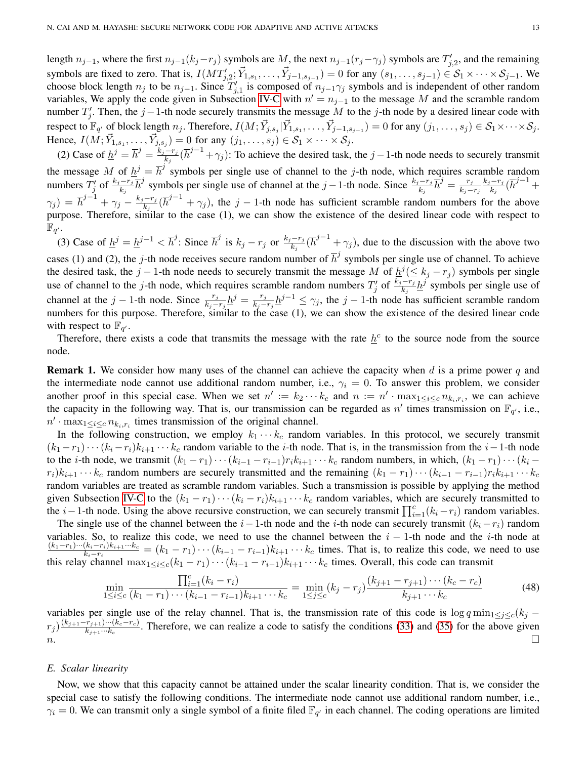length $n_{j-1}$, where the first $n_{j-1}(k_j - r_j)$ symbols are $M$, the next $n_{j-1}(r_j - \gamma_j)$ symbols are $T'_{j,2}$, and the remaining symbols are fixed to zero. That is, $I(MT'_{j,2}; \vec{Y}_{1,s_1}, \ldots, \vec{Y}_{j-1,s_{j-1}}) = 0$ for any $(s_1, \ldots, s_{j-1}) \in \mathcal{S}_1 \times \cdots \times \mathcal{S}_{j-1}$. We choose block length $n_j$ to be $n_{j-1}$. Since $T'_{j,1}$ is composed of $n_{j-1}\gamma_j$ symbols and is independent of other random variables, We apply the code given in Subsection IV-C with $n' = n_{j-1}$ to the message $M$ and the scramble random number $T'_j$. Then, the $j-1$-th node securely transmits the message $M$ to the $j$-th node by a desired linear code with respect to $\mathbb{F}_{q'}$ of block length $n_j$. Therefore, $I(M; \vec{Y}_{j,s_j} | \vec{Y}_{1,s_1}, \ldots, \vec{Y}_{j-1,s_{j-1}}) = 0$ for any $(j_1, \ldots, s_j) \in \mathcal{S}_1 \times \cdots \times \mathcal{S}_j$. Hence, $I(M; \vec{Y}_{1,s_1}, \ldots, \vec{Y}_{j,s_j}) = 0$ for any $(j_1, \ldots, s_j) \in \mathcal{S}_1 \times \cdots \times \mathcal{S}_j$.

(2) Case of $\underline{h}^j = \overline{h}^j = \frac{k_j - r_j}{k_j}(\overline{h}^{j-1} + \gamma_j)$: To achieve the desired task, the $j-1$-th node needs to securely transmit the message $M$ of $\underline{h}^j = \overline{h}^j$ symbols per single use of channel to the $j$-th node, which requires scramble random numbers $T'_j$ of $\frac{k_j - r_j}{k_j}\overline{h}^j$ symbols per single use of channel at the $j-1$-th node. Since $\frac{k_j - r_j}{k_j}\overline{h}^j = \frac{r_j}{k_j - r_j}\frac{k_j - r_j}{k_j}(\overline{h}^{j-1} + \gamma_j) = \overline{h}^{j-1} + \gamma_j - \frac{k_j - r_j}{k_j}(\overline{h}^{j-1} + \gamma_j)$, the $j-1$-th node has sufficient scramble random numbers for the above purpose. Therefore, similar to the case (1), we can show the existence of the desired linear code with respect to $\mathbb{F}_{q'}$.

(3) Case of $\underline{h}^j = \underline{h}^{j-1} < \overline{h}^j$: Since $\overline{h}^j$ is $k_j - r_j$ or $\frac{k_j - r_j}{k_j}(\overline{h}^{j-1} + \gamma_j)$, due to the discussion with the above two cases (1) and (2), the $j$-th node receives secure random number of $\overline{h}^j$ symbols per single use of channel. To achieve the desired task, the $j-1$-th node needs to securely transmit the message $M$ of $\underline{h}^j (\le k_j - r_j)$ symbols per single use of channel to the $j$-th node, which requires scramble random numbers $T'_j$ of $\frac{k_j - r_j}{k_j}\underline{h}^j$ symbols per single use of channel at the $j-1$-th node. Since $\frac{r_j}{k_j - r_j}\underline{h}^j = \frac{r_j}{k_j - r_j}\underline{h}^{j-1} \le \gamma_j$, the $j-1$-th node has sufficient scramble random numbers for this purpose. Therefore, similar to the case (1), we can show the existence of the desired linear code with respect to $\mathbb{F}_{q'}$.

Therefore, there exists a code that transmits the message with the rate $\underline{h}^c$ to the source node from the source node.

**Remark 1.** We consider how many uses of the channel can achieve the capacity when $d$ is a prime power $q$ and the intermediate node cannot use additional random number, i.e., $\gamma_i = 0$. To answer this problem, we consider another proof in this special case. When we set $n' := k_2 \cdots k_c$ and $n := n' \cdot \max_{1 \le i \le c} n_{k_i, r_i}$, we can achieve the capacity in the following way. That is, our transmission can be regarded as $n'$ times transmission on $\mathbb{F}_{q'}$, i.e., $n' \cdot \max_{1 \le i \le c} n_{k_i, r_i}$ times transmission of the original channel.

In the following construction, we employ $k_1 \cdots k_c$ random variables. In this protocol, we securely transmit $(k_1 - r_1) \cdots (k_i - r_i) k_{i+1} \cdots k_c$ random variable to the $i$-th node. That is, in the transmission from the $i-1$-th node to the $i$-th node, we transmit $(k_1 - r_1) \cdots (k_{i-1} - r_{i-1}) r_i k_{i+1} \cdots k_c$ random numbers, in which, $(k_1 - r_1) \cdots (k_i - r_i) k_{i+1} \cdots k_c$ random numbers are securely transmitted and the remaining $(k_1 - r_1) \cdots (k_{i-1} - r_{i-1}) r_i k_{i+1} \cdots k_c$ random variables are treated as scramble random variables. Such a transmission is possible by applying the method given Subsection IV-C to the $(k_1 - r_1) \cdots (k_i - r_i) k_{i+1} \cdots k_c$ random variables, which are securely transmitted to the $i-1$-th node. Using the above recursive construction, we can securely transmit $\prod_{i=1}^c (k_i - r_i)$ random variables.

The single use of the channel between the $i-1$-th node and the $i$-th node can securely transmit $(k_i - r_i)$ random variables. So, to realize this code, we need to use the channel between the $i-1$-th node and the $i$-th node at $\frac{(k_1 - r_1) \cdots (k_i - r_i) k_{i+1} \cdots k_c}{k_i - r_i} = (k_1 - r_1) \cdots (k_{i-1} - r_{i-1}) k_{i+1} \cdots k_c$ times. That is, to realize this code, we need to use this relay channel $\max_{1 \le i \le c} (k_1 - r_1) \cdots (k_{i-1} - r_{i-1}) k_{i+1} \cdots k_c$ times. Overall, this code can transmit

$$\min_{1 \le i \le c} \frac{\prod_{i=1}^c (k_i - r_i)}{(k_1 - r_1) \cdots (k_{i-1} - r_{i-1}) k_{i+1} \cdots k_c} = \min_{1 \le j \le c} (k_j - r_j) \frac{(k_{j+1} - r_{j+1}) \cdots (k_c - r_c)}{k_{j+1} \cdots k_c} \tag{48}$$

variables per single use of the relay channel. That is, the transmission rate of this code is $\log q \min_{1 \le j \le c} (k_j - r_j) \frac{(k_{j+1} - r_{j+1}) \cdots (k_c - r_c)}{k_{j+1} \cdots k_c}$. Therefore, we can realize a code to satisfy the conditions (33) and (35) for the above given $n$. $\square$

### E. Scalar linearity

Now, we show that this capacity cannot be attained under the scalar linearity condition. That is, we consider the special case to satisfy the following conditions. The intermediate node cannot use additional random number, i.e., $\gamma_i = 0$. We can transmit only a single symbol of a finite filed $\mathbb{F}_{q'}$ in each channel. The coding operations are limited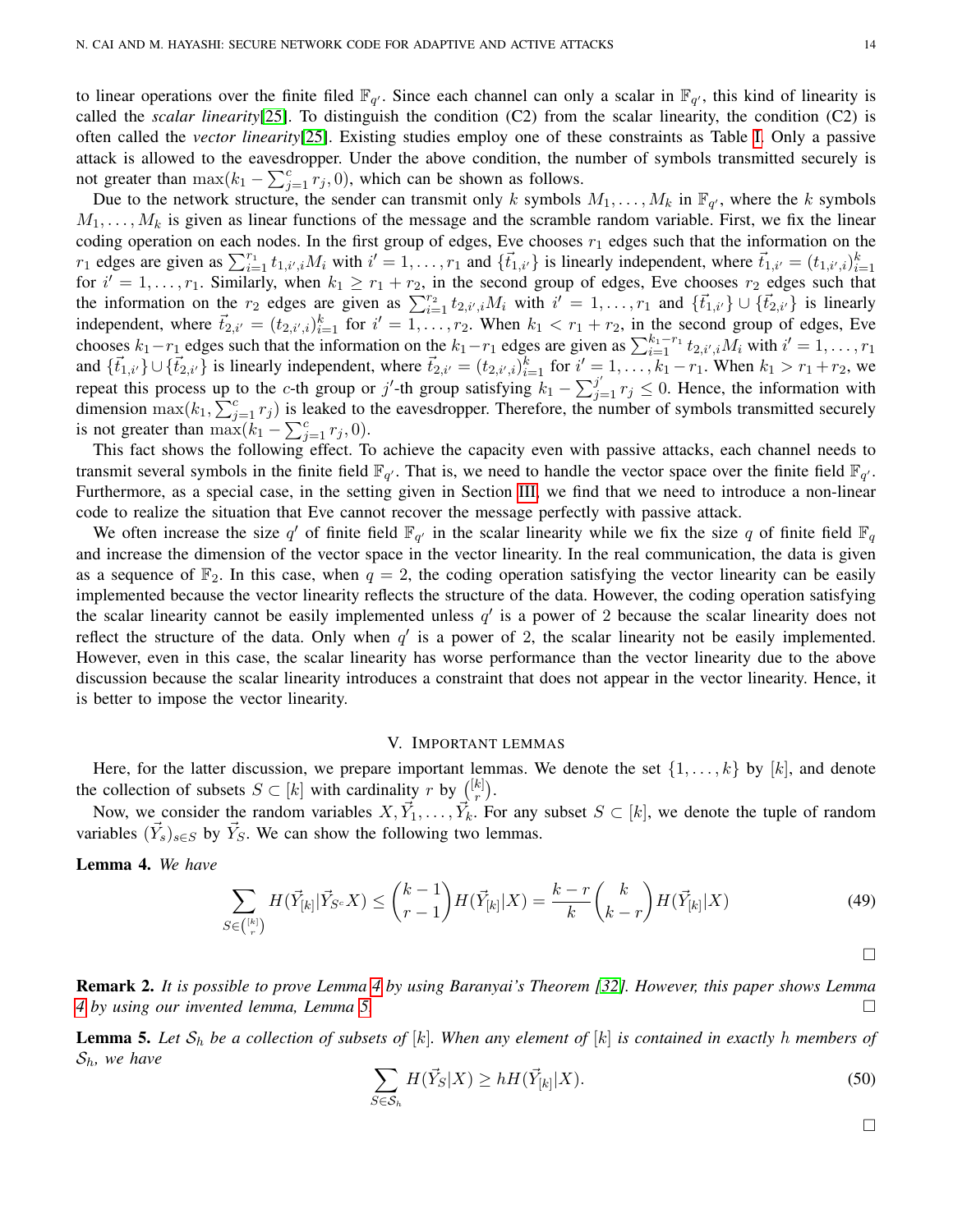to linear operations over the finite filed $\mathbb{F}_{q'}$. Since each channel can only a scalar in $\mathbb{F}_{q'}$, this kind of linearity is called the *scalar linearity*[25]. To distinguish the condition (C2) from the scalar linearity, the condition (C2) is often called the *vector linearity*[25]. Existing studies employ one of these constraints as Table I. Only a passive attack is allowed to the eavesdropper. Under the above condition, the number of symbols transmitted securely is not greater than $\max(k_1 - \sum_{j=1}^{c} r_j, 0)$, which can be shown as follows.

Due to the network structure, the sender can transmit only $k$ symbols $M_1, \ldots, M_k$ in $\mathbb{F}_{q'}$, where the $k$ symbols $M_1, \ldots, M_k$ is given as linear functions of the message and the scramble random variable. First, we fix the linear coding operation on each nodes. In the first group of edges, Eve chooses $r_1$ edges such that the information on the $r_1$ edges are given as $\sum_{i=1}^{r_1} t_{1,i',i} M_i$ with $i' = 1, \ldots, r_1$ and $\{\vec{t}_{1,i'}\}$ is linearly independent, where $\vec{t}_{1,i'} = (t_{1,i',i})_{i=1}^{k}$ for $i' = 1, \ldots, r_1$. Similarly, when $k_1 \geq r_1 + r_2$, in the second group of edges, Eve chooses $r_2$ edges such that the information on the $r_2$ edges are given as $\sum_{i=1}^{r_2} t_{2,i',i} M_i$ with $i' = 1, \ldots, r_1$ and $\{\vec{t}_{1,i'}\} \cup \{\vec{t}_{2,i'}\}$ is linearly independent, where $\vec{t}_{2,i'} = (t_{2,i',i})_{i=1}^{k}$ for $i' = 1, \ldots, r_2$. When $k_1 < r_1 + r_2$, in the second group of edges, Eve chooses $k_1 - r_1$ edges such that the information on the $k_1 - r_1$ edges are given as $\sum_{i=1}^{k_1 - r_1} t_{2,i',i} M_i$ with $i' = 1, \ldots, r_1$ and $\{\vec{t}_{1,i'}\} \cup \{\vec{t}_{2,i'}\}$ is linearly independent, where $\vec{t}_{2,i'} = (t_{2,i',i})_{i=1}^{k}$ for $i' = 1, \ldots, k_1 - r_1$. When $k_1 > r_1 + r_2$, we repeat this process up to the $c$-th group or $j'$-th group satisfying $k_1 - \sum_{j=1}^{j'} r_j \leq 0$. Hence, the information with dimension $\max(k_1, \sum_{j=1}^{c} r_j)$ is leaked to the eavesdropper. Therefore, the number of symbols transmitted securely is not greater than $\max(k_1 - \sum_{j=1}^{c} r_j, 0)$.

This fact shows the following effect. To achieve the capacity even with passive attacks, each channel needs to transmit several symbols in the finite field $\mathbb{F}_{q'}$. That is, we need to handle the vector space over the finite field $\mathbb{F}_{q'}$. Furthermore, as a special case, in the setting given in Section III, we find that we need to introduce a non-linear code to realize the situation that Eve cannot recover the message perfectly with passive attack.

We often increase the size $q'$ of finite field $\mathbb{F}_{q'}$ in the scalar linearity while we fix the size $q$ of finite field $\mathbb{F}_q$ and increase the dimension of the vector space in the vector linearity. In the real communication, the data is given as a sequence of $\mathbb{F}_2$. In this case, when $q = 2$, the coding operation satisfying the vector linearity can be easily implemented because the vector linearity reflects the structure of the data. However, the coding operation satisfying the scalar linearity cannot be easily implemented unless $q'$ is a power of 2 because the scalar linearity does not reflect the structure of the data. Only when $q'$ is a power of 2, the scalar linearity not be easily implemented. However, even in this case, the scalar linearity has worse performance than the vector linearity due to the above discussion because the scalar linearity introduces a constraint that does not appear in the vector linearity. Hence, it is better to impose the vector linearity.

## V. Important lemmas

Here, for the latter discussion, we prepare important lemmas. We denote the set $\{1, \ldots, k\}$ by $[k]$, and denote the collection of subsets $S \subset [k]$ with cardinality $r$ by $\binom{[k]}{r}$.

Now, we consider the random variables $X, \vec{Y}_1, \ldots, \vec{Y}_k$. For any subset $S \subset [k]$, we denote the tuple of random variables $(\vec{Y}_s)_{s \in S}$ by $\vec{Y}_S$. We can show the following two lemmas.

**Lemma 4.** *We have*

$$\sum_{S \in \binom{[k]}{r}} H(\vec{Y}_{[k]} | \vec{Y}_{S^c} X) \leq \binom{k-1}{r-1} H(\vec{Y}_{[k]} | X) = \frac{k-r}{k} \binom{k}{k-r} H(\vec{Y}_{[k]} | X) \tag{49}$$

□

**Remark 2.** *It is possible to prove Lemma 4 by using Baranyai's Theorem [32]. However, this paper shows Lemma 4 by using our invented lemma, Lemma 5.* □

**Lemma 5.** *Let $\mathcal{S}_h$ be a collection of subsets of $[k]$. When any element of $[k]$ is contained in exactly $h$ members of $\mathcal{S}_h$, we have*

$$\sum_{S \in \mathcal{S}_h} H(\vec{Y}_S | X) \geq h H(\vec{Y}_{[k]} | X). \tag{50}$$

□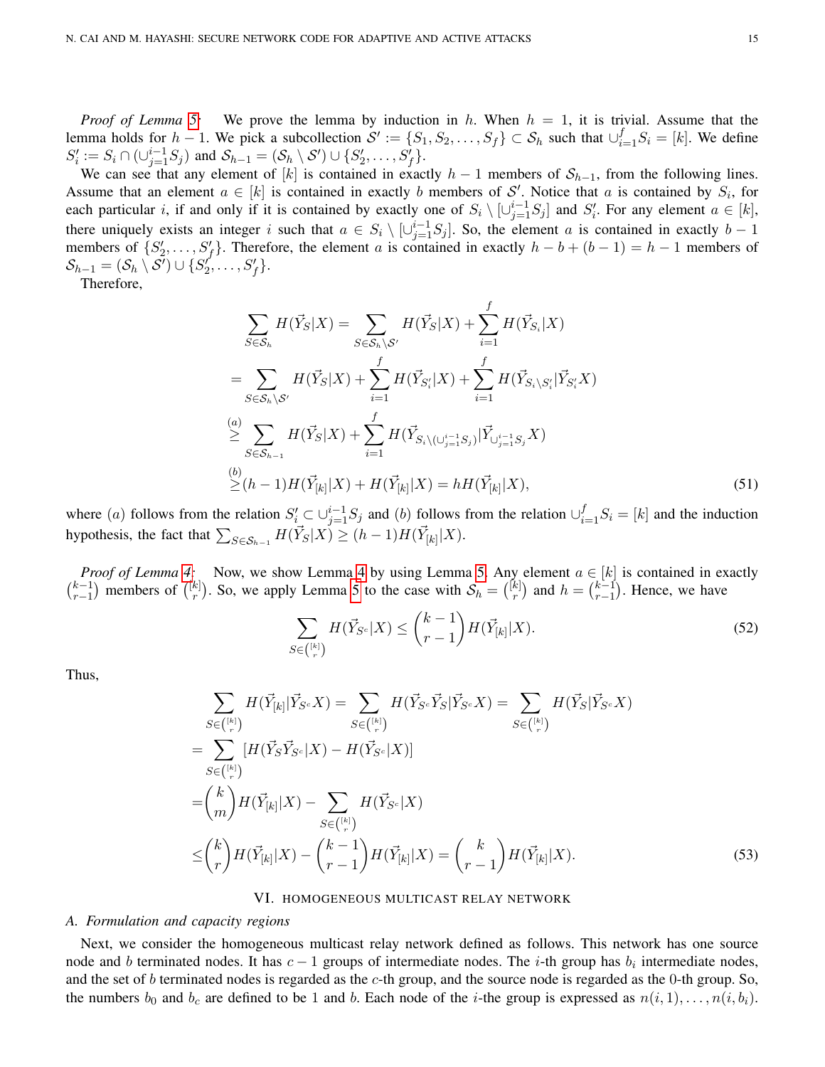*Proof of Lemma 5:* We prove the lemma by induction in $h$. When $h = 1$, it is trivial. Assume that the lemma holds for $h-1$. We pick a subcollection $\mathcal{S}' := \{S_1, S_2, \ldots, S_f\} \subset \mathcal{S}_h$ such that $\cup_{i=1}^f S_i = [k]$. We define $S_i' := S_i \cap (\cup_{j=1}^{i-1} S_j)$ and $\mathcal{S}_{h-1} = (\mathcal{S}_h \setminus \mathcal{S}') \cup \{S_2', \ldots, S_f'\}$.

We can see that any element of $[k]$ is contained in exactly $h-1$ members of $\mathcal{S}_{h-1}$, from the following lines. Assume that an element $a \in [k]$ is contained in exactly $b$ members of $\mathcal{S}'$. Notice that $a$ is contained by $S_i$, for each particular $i$, if and only if it is contained by exactly one of $S_i \setminus [\cup_{j=1}^{i-1} S_j]$ and $S_i'$. For any element $a \in [k]$, there uniquely exists an integer $i$ such that $a \in S_i \setminus [\cup_{j=1}^{i-1} S_j]$. So, the element $a$ is contained in exactly $b-1$ members of $\{S_2', \ldots, S_f'\}$. Therefore, the element $a$ is contained in exactly $h - b + (b-1) = h-1$ members of $\mathcal{S}_{h-1} = (\mathcal{S}_h \setminus \mathcal{S}') \cup \{S_2', \ldots, S_f'\}$.

Therefore,

$$
\begin{aligned}
&\sum_{S \in \mathcal{S}_h} H(\vec{Y}_S|X) = \sum_{S \in \mathcal{S}_h \setminus \mathcal{S}'} H(\vec{Y}_S|X) + \sum_{i=1}^f H(\vec{Y}_{S_i}|X) \\
=& \sum_{S \in \mathcal{S}_h \setminus \mathcal{S}'} H(\vec{Y}_S|X) + \sum_{i=1}^f H(\vec{Y}_{S_i'}|X) + \sum_{i=1}^f H(\vec{Y}_{S_i \setminus S_i'}|\vec{Y}_{S_i'}X) \\
\overset{(a)}{\ge}& \sum_{S \in \mathcal{S}_{h-1}} H(\vec{Y}_S|X) + \sum_{i=1}^f H(\vec{Y}_{S_i \setminus (\cup_{j=1}^{i-1} S_j)}|\vec{Y}_{\cup_{j=1}^{i-1} S_j} X) \\
\overset{(b)}{\ge}& (h-1) H(\vec{Y}_{[k]}|X) + H(\vec{Y}_{[k]}|X) = hH(\vec{Y}_{[k]}|X),
\end{aligned} \tag{51}
$$

where $(a)$ follows from the relation $S_i' \subset \cup_{j=1}^{i-1} S_j$ and $(b)$ follows from the relation $\cup_{i=1}^f S_i = [k]$ and the induction hypothesis, the fact that $\sum_{S \in \mathcal{S}_{h-1}} H(\vec{Y}_S|X) \ge (h-1) H(\vec{Y}_{[k]}|X)$.

*Proof of Lemma 4:* Now, we show Lemma 4 by using Lemma 5. Any element $a \in [k]$ is contained in exactly $\binom{k-1}{r-1}$ members of $\binom{[k]}{r}$. So, we apply Lemma 5 to the case with $\mathcal{S}_h = \binom{[k]}{r}$ and $h = \binom{k-1}{r-1}$. Hence, we have

$$
\sum_{S \in \binom{[k]}{r}} H(\vec{Y}_{S^c}|X) \le \binom{k-1}{r-1} H(\vec{Y}_{[k]}|X). \tag{52}
$$

Thus,

$$
\begin{aligned}
&\sum_{S \in \binom{[k]}{r}} H(\vec{Y}_{[k]}|\vec{Y}_{S^c} X) = \sum_{S \in \binom{[k]}{r}} H(\vec{Y}_{S^c}\vec{Y}_S|\vec{Y}_{S^c} X) = \sum_{S \in \binom{[k]}{r}} H(\vec{Y}_S|\vec{Y}_{S^c} X) \\
=& \sum_{S \in \binom{[k]}{r}} [H(\vec{Y}_S \vec{Y}_{S^c}|X) - H(\vec{Y}_{S^c}|X)] \\
=& \binom{k}{m} H(\vec{Y}_{[k]}|X) - \sum_{S \in \binom{[k]}{r}} H(\vec{Y}_{S^c}|X) \\
\le& \binom{k}{r} H(\vec{Y}_{[k]}|X) - \binom{k-1}{r-1} H(\vec{Y}_{[k]}|X) = \binom{k}{r-1} H(\vec{Y}_{[k]}|X).
\end{aligned} \tag{53}
$$

## VI. Homogeneous Multicast Relay Network

### A. Formulation and capacity regions

Next, we consider the homogeneous multicast relay network defined as follows. This network has one source node and $b$ terminated nodes. It has $c-1$ groups of intermediate nodes. The $i$-th group has $b_i$ intermediate nodes, and the set of $b$ terminated nodes is regarded as the $c$-th group, and the source node is regarded as the 0-th group. So, the numbers $b_0$ and $b_c$ are defined to be 1 and $b$. Each node of the $i$-the group is expressed as $n(i,1), \ldots, n(i, b_i)$.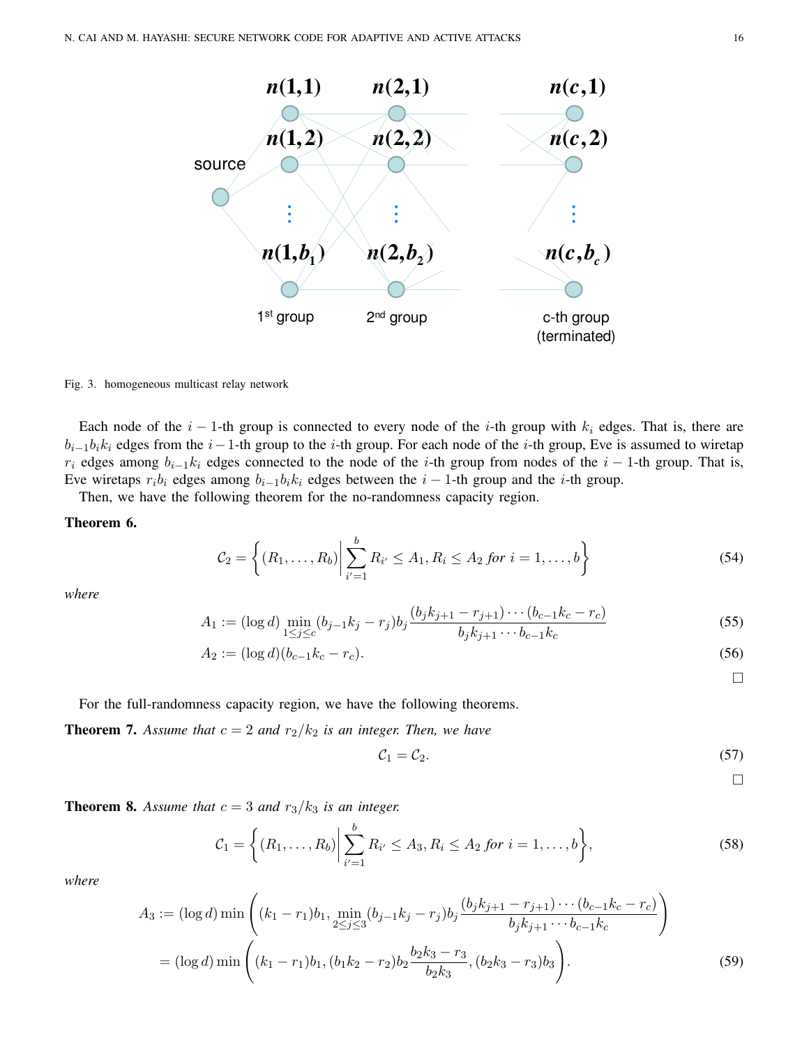Fig. 3. homogeneous multicast relay network

Each node of the $i-1$-th group is connected to every node of the $i$-th group with $k_i$ edges. That is, there are $b_{i-1}b_i k_i$ edges from the $i-1$-th group to the $i$-th group. For each node of the $i$-th group, Eve is assumed to wiretap $r_i$ edges among $b_{i-1}k_i$ edges connected to the node of the $i$-th group from nodes of the $i-1$-th group. That is, Eve wiretaps $r_i b_i$ edges among $b_{i-1}b_i k_i$ edges between the $i-1$-th group and the $i$-th group.

Then, we have the following theorem for the no-randomness capacity region.

**Theorem 6.**

$$\mathcal{C}_2 = \left\{ (R_1, \ldots, R_b) \middle| \sum_{i'=1}^{b} R_{i'} \le A_1, R_i \le A_2 \text{ for } i = 1, \ldots, b \right\} \tag{54}$$

*where*

$$A_1 := (\log d) \min_{1 \le j \le c} (b_{j-1}k_j - r_j) b_j \frac{(b_j k_{j+1} - r_{j+1}) \cdots (b_{c-1}k_c - r_c)}{b_j k_{j+1} \cdots b_{c-1} k_c} \tag{55}$$

$$A_2 := (\log d)(b_{c-1}k_c - r_c). \tag{56}$$

□

For the full-randomness capacity region, we have the following theorems.

**Theorem 7.** *Assume that $c = 2$ and $r_2/k_2$ is an integer. Then, we have*

$$\mathcal{C}_1 = \mathcal{C}_2. \tag{57}$$

□

**Theorem 8.** *Assume that $c = 3$ and $r_3/k_3$ is an integer.*

$$\mathcal{C}_1 = \left\{ (R_1, \ldots, R_b) \middle| \sum_{i'=1}^{b} R_{i'} \le A_3, R_i \le A_2 \text{ for } i = 1, \ldots, b \right\}, \tag{58}$$

*where*

$$\begin{aligned} A_3 :=& (\log d) \min \left( (k_1 - r_1) b_1, \min_{2 \le j \le 3} (b_{j-1}k_j - r_j) b_j \frac{(b_j k_{j+1} - r_{j+1}) \cdots (b_{c-1}k_c - r_c)}{b_j k_{j+1} \cdots b_{c-1} k_c} \right) \\ =& (\log d) \min \left( (k_1 - r_1) b_1, (b_1 k_2 - r_2) b_2 \frac{b_2 k_3 - r_3}{b_2 k_3}, (b_2 k_3 - r_3) b_3 \right). \end{aligned} \tag{59}$$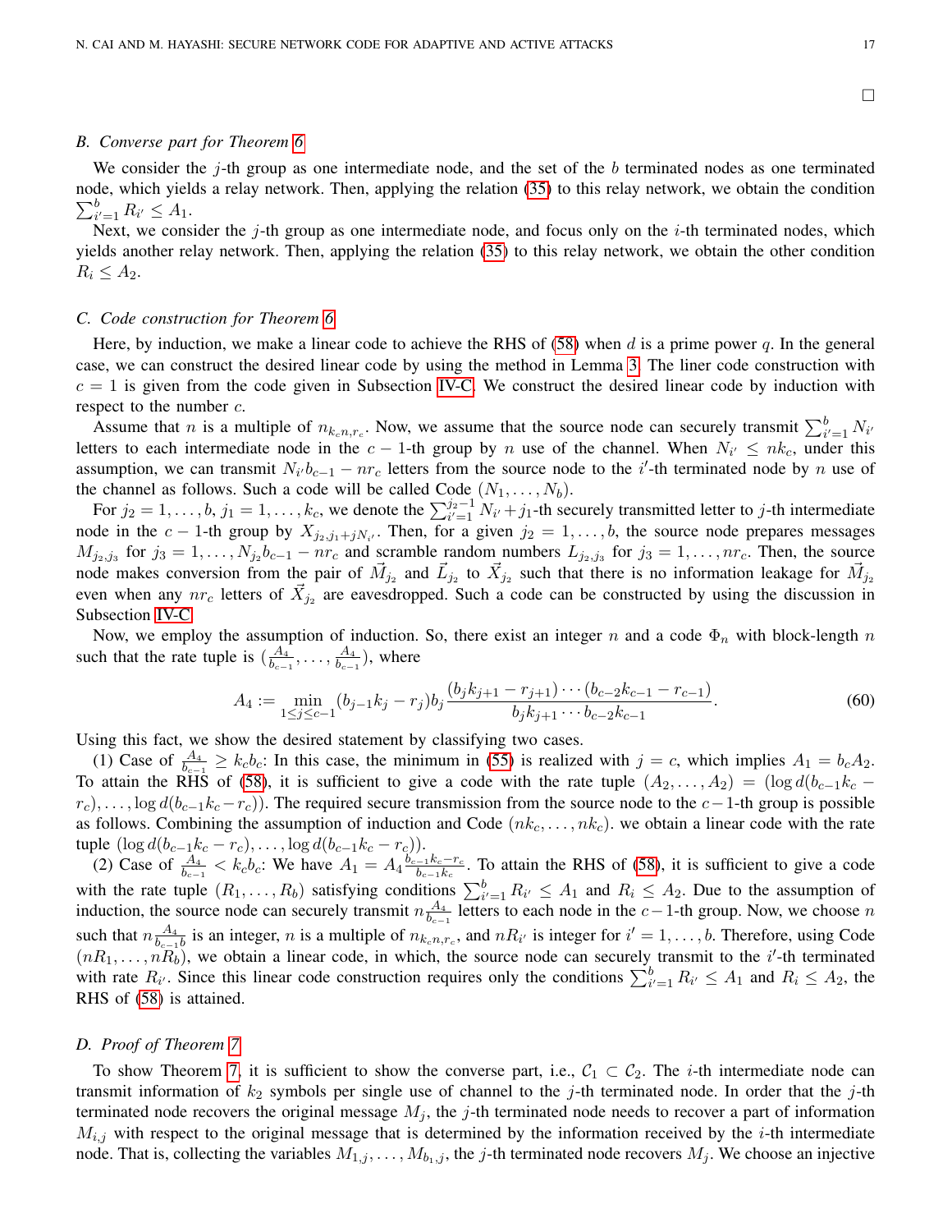□

### B. Converse part for Theorem 6

We consider the $j$-th group as one intermediate node, and the set of the $b$ terminated nodes as one terminated node, which yields a relay network. Then, applying the relation (35) to this relay network, we obtain the condition $\sum_{i'=1}^{b} R_{i'} \le A_1$.

Next, we consider the $j$-th group as one intermediate node, and focus only on the $i$-th terminated nodes, which yields another relay network. Then, applying the relation (35) to this relay network, we obtain the other condition $R_i \le A_2$.

### C. Code construction for Theorem 6

Here, by induction, we make a linear code to achieve the RHS of (58) when $d$ is a prime power $q$. In the general case, we can construct the desired linear code by using the method in Lemma 3. The liner code construction with $c = 1$ is given from the code given in Subsection IV-C. We construct the desired linear code by induction with respect to the number $c$.

Assume that $n$ is a multiple of $n_{k_c n, r_c}$. Now, we assume that the source node can securely transmit $\sum_{i'=1}^{b} N_{i'}$ letters to each intermediate node in the $c-1$-th group by $n$ use of the channel. When $N_{i'} \le n k_c$, under this assumption, we can transmit $N_{i'} b_{c-1} - n r_c$ letters from the source node to the $i'$-th terminated node by $n$ use of the channel as follows. Such a code will be called Code $(N_1, \ldots, N_b)$.

For $j_2 = 1, \ldots, b$, $j_1 = 1, \ldots, k_c$, we denote the $\sum_{i'=1}^{j_2 - 1} N_{i'} + j_1$-th securely transmitted letter to $j$-th intermediate node in the $c-1$-th group by $X_{j_2, j_1 + j N_{i'}}$. Then, for a given $j_2 = 1, \ldots, b$, the source node prepares messages $M_{j_2, j_3}$ for $j_3 = 1, \ldots, N_{j_2} b_{c-1} - n r_c$ and scramble random numbers $L_{j_2, j_3}$ for $j_3 = 1, \ldots, n r_c$. Then, the source node makes conversion from the pair of $\vec{M}_{j_2}$ and $\vec{L}_{j_2}$ to $\vec{X}_{j_2}$ such that there is no information leakage for $\vec{M}_{j_2}$ even when any $n r_c$ letters of $\vec{X}_{j_2}$ are eavesdropped. Such a code can be constructed by using the discussion in Subsection IV-C.

Now, we employ the assumption of induction. So, there exist an integer $n$ and a code $\Phi_n$ with block-length $n$ such that the rate tuple is $(\frac{A_4}{b_{c-1}}, \ldots, \frac{A_4}{b_{c-1}})$, where

$$A_4 := \min_{1 \le j \le c-1} (b_{j-1} k_j - r_j) b_j \frac{(b_j k_{j+1} - r_{j+1}) \cdots (b_{c-2} k_{c-1} - r_{c-1})}{b_j k_{j+1} \cdots b_{c-2} k_{c-1}}. \tag{60}$$

Using this fact, we show the desired statement by classifying two cases.

(1) Case of $\frac{A_4}{b_{c-1}} \ge k_c b_c$: In this case, the minimum in (55) is realized with $j = c$, which implies $A_1 = b_c A_2$. To attain the RHS of (58), it is sufficient to give a code with the rate tuple $(A_2, \ldots, A_2) = (\log d (b_{c-1} k_c - r_c), \ldots, \log d (b_{c-1} k_c - r_c))$. The required secure transmission from the source node to the $c-1$-th group is possible as follows. Combining the assumption of induction and Code $(n k_c, \ldots, n k_c)$. we obtain a linear code with the rate tuple $(\log d (b_{c-1} k_c - r_c), \ldots, \log d (b_{c-1} k_c - r_c))$.

(2) Case of $\frac{A_4}{b_{c-1}} < k_c b_c$: We have $A_1 = A_4 \frac{b_{c-1} k_c - r_c}{b_{c-1} k_c}$. To attain the RHS of (58), it is sufficient to give a code with the rate tuple $(R_1, \ldots, R_b)$ satisfying conditions $\sum_{i'=1}^{b} R_{i'} \le A_1$ and $R_i \le A_2$. Due to the assumption of induction, the source node can securely transmit $n \frac{A_4}{b_{c-1}}$ letters to each node in the $c-1$-th group. Now, we choose $n$ such that $n \frac{A_4}{b_{c-1} b}$ is an integer, $n$ is a multiple of $n_{k_c n, r_c}$, and $n R_{i'}$ is integer for $i' = 1, \ldots, b$. Therefore, using Code $(n R_1, \ldots, n R_b)$, we obtain a linear code, in which, the source node can securely transmit to the $i'$-th terminated with rate $R_{i'}$. Since this linear code construction requires only the conditions $\sum_{i'=1}^{b} R_{i'} \le A_1$ and $R_i \le A_2$, the RHS of (58) is attained.

### D. Proof of Theorem 7

To show Theorem 7, it is sufficient to show the converse part, i.e., $\mathcal{C}_1 \subset \mathcal{C}_2$. The $i$-th intermediate node can transmit information of $k_2$ symbols per single use of channel to the $j$-th terminated node. In order that the $j$-th terminated node recovers the original message $M_j$, the $j$-th terminated node needs to recover a part of information $M_{i,j}$ with respect to the original message that is determined by the information received by the $i$-th intermediate node. That is, collecting the variables $M_{1,j}, \ldots, M_{b_1,j}$, the $j$-th terminated node recovers $M_j$. We choose an injective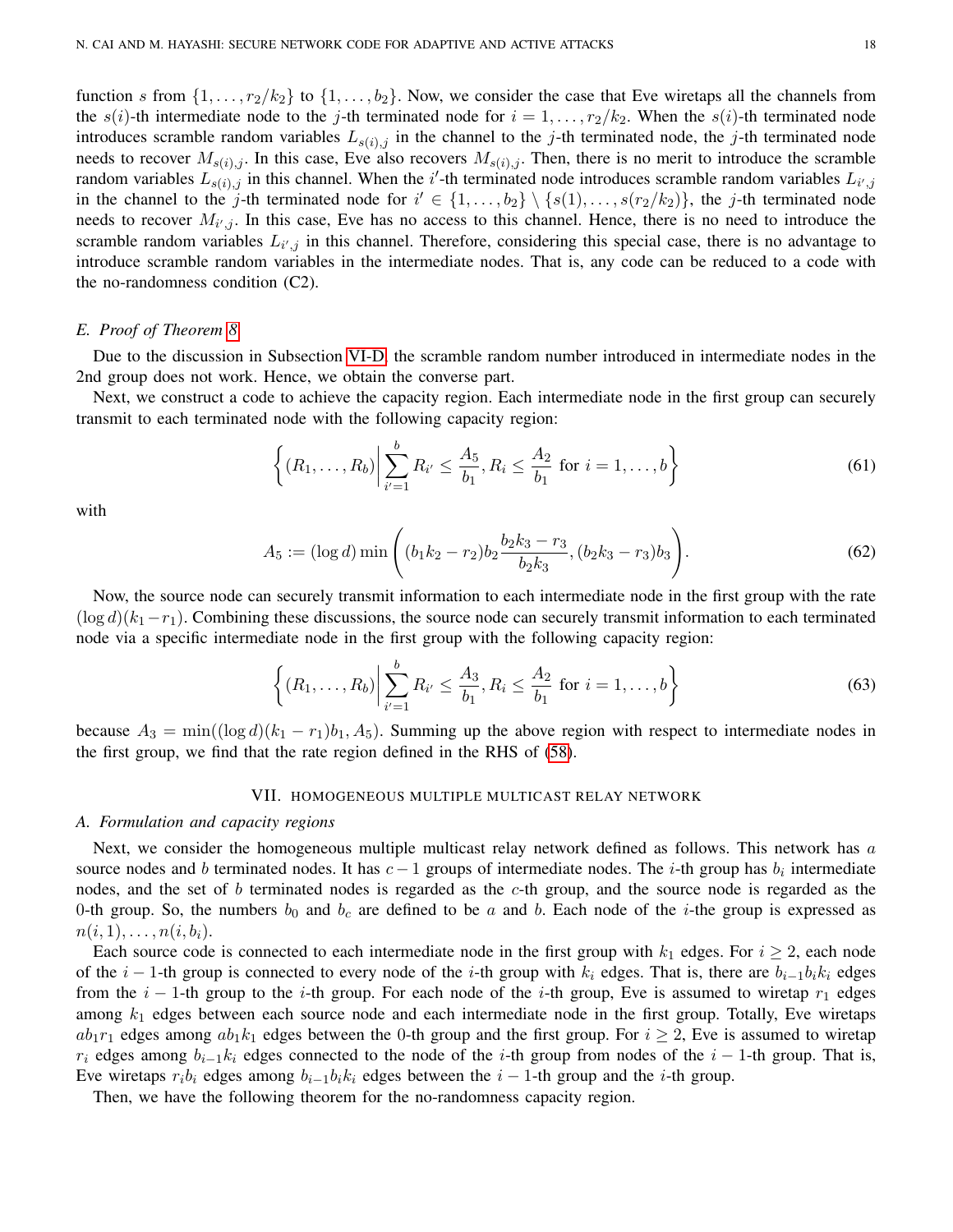function $s$ from $\{1,\ldots,r_2/k_2\}$ to $\{1,\ldots,b_2\}$. Now, we consider the case that Eve wiretaps all the channels from the $s(i)$-th intermediate node to the $j$-th terminated node for $i = 1,\ldots,r_2/k_2$. When the $s(i)$-th terminated node introduces scramble random variables $L_{s(i),j}$ in the channel to the $j$-th terminated node, the $j$-th terminated node needs to recover $M_{s(i),j}$. In this case, Eve also recovers $M_{s(i),j}$. Then, there is no merit to introduce the scramble random variables $L_{s(i),j}$ in this channel. When the $i'$-th terminated node introduces scramble random variables $L_{i',j}$ in the channel to the $j$-th terminated node for $i' \in \{1,\ldots,b_2\} \setminus \{s(1),\ldots,s(r_2/k_2)\}$, the $j$-th terminated node needs to recover $M_{i',j}$. In this case, Eve has no access to this channel. Hence, there is no need to introduce the scramble random variables $L_{i',j}$ in this channel. Therefore, considering this special case, there is no advantage to introduce scramble random variables in the intermediate nodes. That is, any code can be reduced to a code with the no-randomness condition (C2).

### E. Proof of Theorem 8

Due to the discussion in Subsection VI-D, the scramble random number introduced in intermediate nodes in the 2nd group does not work. Hence, we obtain the converse part.

Next, we construct a code to achieve the capacity region. Each intermediate node in the first group can securely transmit to each terminated node with the following capacity region:

$$\left\{(R_1,\ldots,R_b)\middle|\sum_{i'=1}^{b} R_{i'} \le \frac{A_5}{b_1}, R_i \le \frac{A_2}{b_1} \text{ for } i=1,\ldots,b\right\} \tag{61}$$

with

$$A_5 := (\log d)\min\left((b_1k_2 - r_2)b_2\frac{b_2k_3 - r_3}{b_2k_3}, (b_2k_3 - r_3)b_3\right). \tag{62}$$

Now, the source node can securely transmit information to each intermediate node in the first group with the rate $(\log d)(k_1 - r_1)$. Combining these discussions, the source node can securely transmit information to each terminated node via a specific intermediate node in the first group with the following capacity region:

$$\left\{(R_1,\ldots,R_b)\middle|\sum_{i'=1}^{b} R_{i'} \le \frac{A_3}{b_1}, R_i \le \frac{A_2}{b_1} \text{ for } i=1,\ldots,b\right\} \tag{63}$$

because $A_3 = \min((\log d)(k_1 - r_1)b_1, A_5)$. Summing up the above region with respect to intermediate nodes in the first group, we find that the rate region defined in the RHS of (58).

## VII. Homogeneous Multiple Multicast Relay Network

### A. Formulation and capacity regions

Next, we consider the homogeneous multiple multicast relay network defined as follows. This network has $a$ source nodes and $b$ terminated nodes. It has $c-1$ groups of intermediate nodes. The $i$-th group has $b_i$ intermediate nodes, and the set of $b$ terminated nodes is regarded as the $c$-th group, and the source node is regarded as the 0-th group. So, the numbers $b_0$ and $b_c$ are defined to be $a$ and $b$. Each node of the $i$-the group is expressed as $n(i,1),\ldots,n(i,b_i)$.

Each source code is connected to each intermediate node in the first group with $k_1$ edges. For $i \ge 2$, each node of the $i-1$-th group is connected to every node of the $i$-th group with $k_i$ edges. That is, there are $b_{i-1}b_ik_i$ edges from the $i-1$-th group to the $i$-th group. For each node of the $i$-th group, Eve is assumed to wiretap $r_1$ edges among $k_1$ edges between each source node and each intermediate node in the first group. Totally, Eve wiretaps $ab_1r_1$ edges among $ab_1k_1$ edges between the 0-th group and the first group. For $i \ge 2$, Eve is assumed to wiretap $r_i$ edges among $b_{i-1}k_i$ edges connected to the node of the $i$-th group from nodes of the $i-1$-th group. That is, Eve wiretaps $r_ib_i$ edges among $b_{i-1}b_ik_i$ edges between the $i-1$-th group and the $i$-th group.

Then, we have the following theorem for the no-randomness capacity region.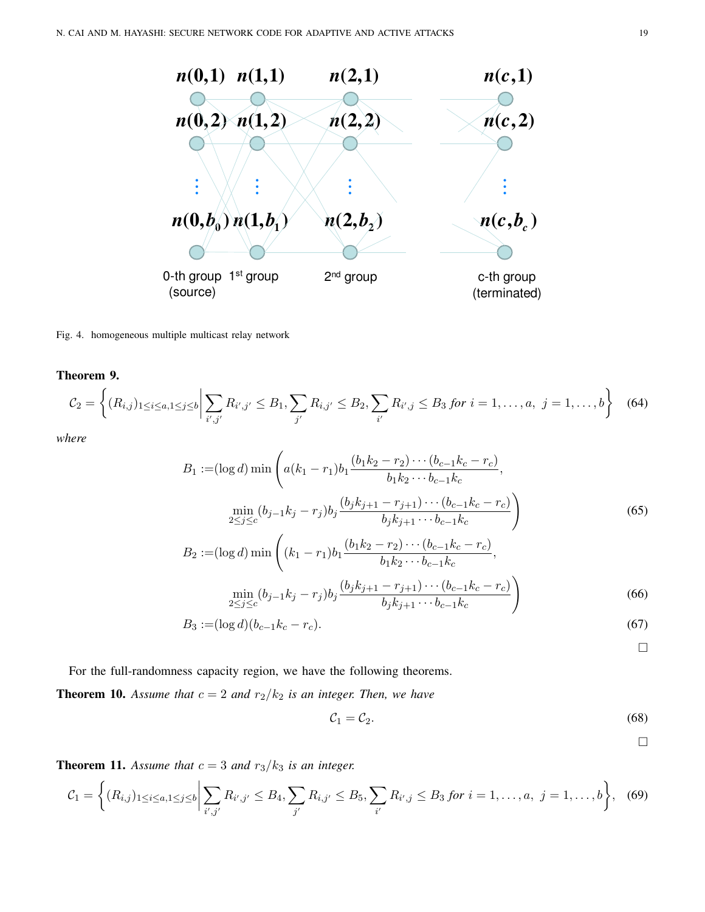Fig. 4. homogeneous multiple multicast relay network

**Theorem 9.**

$$\mathcal{C}_2 = \left\{ (R_{i,j})_{1\le i\le a, 1\le j\le b} \middle| \sum_{i',j'} R_{i',j'} \le B_1, \sum_{j'} R_{i,j'} \le B_2, \sum_{i'} R_{i',j} \le B_3 \text{ for } i=1,\ldots,a,\ j=1,\ldots,b \right\} \tag{64}$$

*where*

$$\begin{aligned} B_1 :=& (\log d) \min \Bigg( a(k_1 - r_1) b_1 \frac{(b_1 k_2 - r_2)\cdots(b_{c-1}k_c - r_c)}{b_1 k_2 \cdots b_{c-1}k_c}, \\ & \min_{2\le j\le c} (b_{j-1}k_j - r_j) b_j \frac{(b_j k_{j+1} - r_{j+1})\cdots(b_{c-1}k_c - r_c)}{b_j k_{j+1}\cdots b_{c-1}k_c} \Bigg) \end{aligned} \tag{65}$$

$$\begin{aligned} B_2 :=& (\log d) \min \Bigg( (k_1 - r_1) b_1 \frac{(b_1 k_2 - r_2)\cdots(b_{c-1}k_c - r_c)}{b_1 k_2 \cdots b_{c-1}k_c}, \\ & \min_{2\le j\le c} (b_{j-1}k_j - r_j) b_j \frac{(b_j k_{j+1} - r_{j+1})\cdots(b_{c-1}k_c - r_c)}{b_j k_{j+1}\cdots b_{c-1}k_c} \Bigg) \end{aligned} \tag{66}$$

$$B_3 := (\log d)(b_{c-1}k_c - r_c). \tag{67}$$

□

For the full-randomness capacity region, we have the following theorems.

**Theorem 10.** *Assume that $c = 2$ and $r_2/k_2$ is an integer. Then, we have*

$$\mathcal{C}_1 = \mathcal{C}_2. \tag{68}$$

□

**Theorem 11.** *Assume that $c = 3$ and $r_3/k_3$ is an integer.*

$$\mathcal{C}_1 = \left\{ (R_{i,j})_{1\le i\le a, 1\le j\le b} \middle| \sum_{i',j'} R_{i',j'} \le B_4, \sum_{j'} R_{i,j'} \le B_5, \sum_{i'} R_{i',j} \le B_3 \text{ for } i=1,\ldots,a,\ j=1,\ldots,b \right\}, \tag{69}$$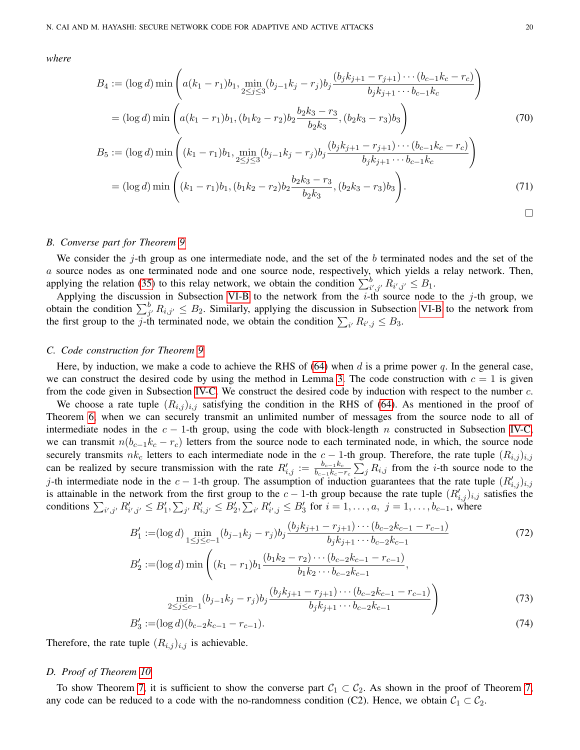*where*

$$
\begin{aligned}
B_4 &:= (\log d) \min\left( a(k_1 - r_1)b_1, \min_{2 \le j \le 3} (b_{j-1}k_j - r_j) b_j \frac{(b_j k_{j+1} - r_{j+1}) \cdots (b_{c-1}k_c - r_c)}{b_j k_{j+1} \cdots b_{c-1} k_c} \right) \\
&= (\log d) \min\left( a(k_1 - r_1)b_1, (b_1 k_2 - r_2) b_2 \frac{b_2 k_3 - r_3}{b_2 k_3}, (b_2 k_3 - r_3) b_3 \right) 
\end{aligned} \tag{70}
$$

$$
\begin{aligned}
B_5 &:= (\log d) \min\left( (k_1 - r_1)b_1, \min_{2 \le j \le 3} (b_{j-1}k_j - r_j) b_j \frac{(b_j k_{j+1} - r_{j+1}) \cdots (b_{c-1}k_c - r_c)}{b_j k_{j+1} \cdots b_{c-1} k_c} \right) \\
&= (\log d) \min\left( (k_1 - r_1)b_1, (b_1 k_2 - r_2) b_2 \frac{b_2 k_3 - r_3}{b_2 k_3}, (b_2 k_3 - r_3) b_3 \right).
\end{aligned} \tag{71}
$$

□

### B. Converse part for Theorem 9

We consider the $j$-th group as one intermediate node, and the set of the $b$ terminated nodes and the set of the $a$ source nodes as one terminated node and one source node, respectively, which yields a relay network. Then, applying the relation (35) to this relay network, we obtain the condition $\sum_{i',j'}^{b} R_{i',j'} \le B_1$.

Applying the discussion in Subsection VI-B to the network from the $i$-th source node to the $j$-th group, we obtain the condition $\sum_{j'}^{b} R_{i,j'} \le B_2$. Similarly, applying the discussion in Subsection VI-B to the network from the first group to the $j$-th terminated node, we obtain the condition $\sum_{i'} R_{i',j} \le B_3$.

### C. Code construction for Theorem 9

Here, by induction, we make a code to achieve the RHS of (64) when $d$ is a prime power $q$. In the general case, we can construct the desired code by using the method in Lemma 3. The code construction with $c = 1$ is given from the code given in Subsection IV-C. We construct the desired code by induction with respect to the number $c$.

We choose a rate tuple $(R_{i,j})_{i,j}$ satisfying the condition in the RHS of (64). As mentioned in the proof of Theorem 6, when we can securely transmit an unlimited number of messages from the source node to all of intermediate nodes in the $c-1$-th group, using the code with block-length $n$ constructed in Subsection IV-C, we can transmit $n(b_{c-1}k_c - r_c)$ letters from the source node to each terminated node, in which, the source node securely transmits $nk_c$ letters to each intermediate node in the $c-1$-th group. Therefore, the rate tuple $(R_{i,j})_{i,j}$ can be realized by secure transmission with the rate $R'_{i,j} := \frac{b_{c-1}k_c}{b_{c-1}k_c - r_c} \sum_j R_{i,j}$ from the $i$-th source node to the $j$-th intermediate node in the $c-1$-th group. The assumption of induction guarantees that the rate tuple $(R'_{i,j})_{i,j}$ is attainable in the network from the first group to the $c-1$-th group because the rate tuple $(R'_{i,j})_{i,j}$ satisfies the conditions $\sum_{i',j'} R'_{i',j'} \le B'_1, \sum_{j'} R'_{i,j'} \le B'_2, \sum_{i'} R'_{i',j} \le B'_3$ for $i = 1, \ldots, a,\ j = 1, \ldots, b_{c-1}$, where

$$
B'_1 := (\log d) \min_{1 \le j \le c-1} (b_{j-1}k_j - r_j) b_j \frac{(b_j k_{j+1} - r_{j+1}) \cdots (b_{c-2}k_{c-1} - r_{c-1})}{b_j k_{j+1} \cdots b_{c-2} k_{c-1}} \tag{72}
$$

$$
\begin{aligned}
B'_2 := (\log d) \min\Bigg( &(k_1 - r_1) b_1 \frac{(b_1 k_2 - r_2) \cdots (b_{c-2}k_{c-1} - r_{c-1})}{b_1 k_2 \cdots b_{c-2} k_{c-1}}, \\
&\min_{2 \le j \le c-1} (b_{j-1}k_j - r_j) b_j \frac{(b_j k_{j+1} - r_{j+1}) \cdots (b_{c-2}k_{c-1} - r_{c-1})}{b_j k_{j+1} \cdots b_{c-2} k_{c-1}} \Bigg)
\end{aligned} \tag{73}
$$

$$
B'_3 := (\log d)(b_{c-2}k_{c-1} - r_{c-1}). \tag{74}
$$

Therefore, the rate tuple $(R_{i,j})_{i,j}$ is achievable.

### D. Proof of Theorem 10

To show Theorem 7, it is sufficient to show the converse part $\mathcal{C}_1 \subset \mathcal{C}_2$. As shown in the proof of Theorem 7, any code can be reduced to a code with the no-randomness condition (C2). Hence, we obtain $\mathcal{C}_1 \subset \mathcal{C}_2$.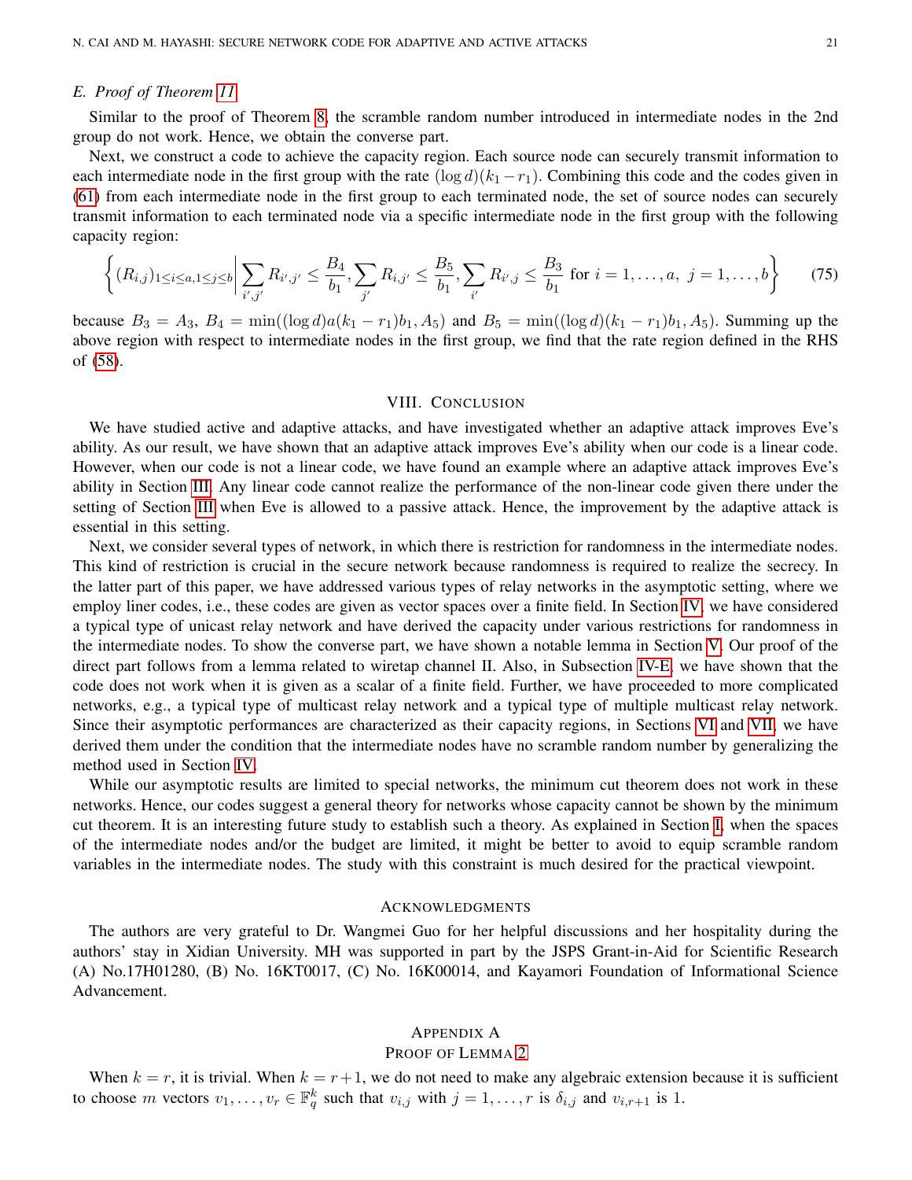### E. Proof of Theorem 11

Similar to the proof of Theorem 8, the scramble random number introduced in intermediate nodes in the 2nd group do not work. Hence, we obtain the converse part.

Next, we construct a code to achieve the capacity region. Each source node can securely transmit information to each intermediate node in the first group with the rate $(\log d)(k_1 - r_1)$. Combining this code and the codes given in (61) from each intermediate node in the first group to each terminated node, the set of source nodes can securely transmit information to each terminated node via a specific intermediate node in the first group with the following capacity region:

$$\left\{ (R_{i,j})_{1 \le i \le a, 1 \le j \le b} \middle| \sum_{i',j'} R_{i',j'} \le \frac{B_4}{b_1}, \sum_{j'} R_{i,j'} \le \frac{B_5}{b_1}, \sum_{i'} R_{i',j} \le \frac{B_3}{b_1} \text{ for } i = 1, \dots, a, \ j = 1, \dots, b \right\} \tag{75}$$

because $B_3 = A_3$, $B_4 = \min((\log d)a(k_1 - r_1)b_1, A_5)$ and $B_5 = \min((\log d)(k_1 - r_1)b_1, A_5)$. Summing up the above region with respect to intermediate nodes in the first group, we find that the rate region defined in the RHS of (58).

## VIII. Conclusion

We have studied active and adaptive attacks, and have investigated whether an adaptive attack improves Eve's ability. As our result, we have shown that an adaptive attack improves Eve's ability when our code is a linear code. However, when our code is not a linear code, we have found an example where an adaptive attack improves Eve's ability in Section III. Any linear code cannot realize the performance of the non-linear code given there under the setting of Section III when Eve is allowed to a passive attack. Hence, the improvement by the adaptive attack is essential in this setting.

Next, we consider several types of network, in which there is restriction for randomness in the intermediate nodes. This kind of restriction is crucial in the secure network because randomness is required to realize the secrecy. In the latter part of this paper, we have addressed various types of relay networks in the asymptotic setting, where we employ liner codes, i.e., these codes are given as vector spaces over a finite field. In Section IV, we have considered a typical type of unicast relay network and have derived the capacity under various restrictions for randomness in the intermediate nodes. To show the converse part, we have shown a notable lemma in Section V. Our proof of the direct part follows from a lemma related to wiretap channel II. Also, in Subsection IV-E, we have shown that the code does not work when it is given as a scalar of a finite field. Further, we have proceeded to more complicated networks, e.g., a typical type of multicast relay network and a typical type of multiple multicast relay network. Since their asymptotic performances are characterized as their capacity regions, in Sections VI and VII, we have derived them under the condition that the intermediate nodes have no scramble random number by generalizing the method used in Section IV.

While our asymptotic results are limited to special networks, the minimum cut theorem does not work in these networks. Hence, our codes suggest a general theory for networks whose capacity cannot be shown by the minimum cut theorem. It is an interesting future study to establish such a theory. As explained in Section I, when the spaces of the intermediate nodes and/or the budget are limited, it might be better to avoid to equip scramble random variables in the intermediate nodes. The study with this constraint is much desired for the practical viewpoint.

## Acknowledgments

The authors are very grateful to Dr. Wangmei Guo for her helpful discussions and her hospitality during the authors' stay in Xidian University. MH was supported in part by the JSPS Grant-in-Aid for Scientific Research (A) No.17H01280, (B) No. 16KT0017, (C) No. 16K00014, and Kayamori Foundation of Informational Science Advancement.

## Appendix A
## Proof of Lemma 2

When $k = r$, it is trivial. When $k = r+1$, we do not need to make any algebraic extension because it is sufficient to choose $m$ vectors $v_1, \dots, v_r \in \mathbb{F}_q^k$ such that $v_{i,j}$ with $j = 1, \dots, r$ is $\delta_{i,j}$ and $v_{i,r+1}$ is 1.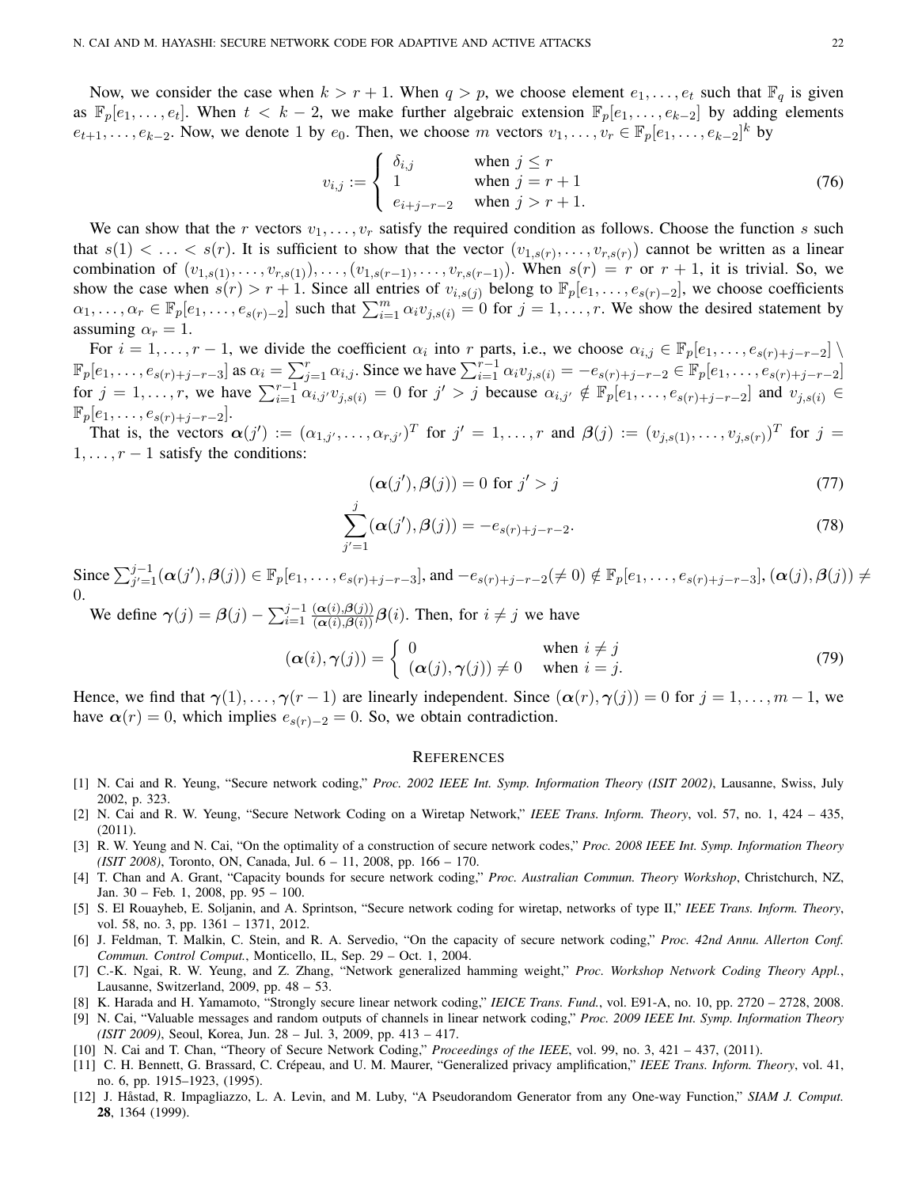Now, we consider the case when $k > r+1$. When $q > p$, we choose element $e_1, \ldots, e_t$ such that $\mathbb{F}_q$ is given as $\mathbb{F}_p[e_1, \ldots, e_t]$. When $t < k-2$, we make further algebraic extension $\mathbb{F}_p[e_1, \ldots, e_{k-2}]$ by adding elements $e_{t+1}, \ldots, e_{k-2}$. Now, we denote 1 by $e_0$. Then, we choose $m$ vectors $v_1, \ldots, v_r \in \mathbb{F}_p[e_1, \ldots, e_{k-2}]^k$ by

$$v_{i,j} := \begin{cases} \delta_{i,j} & \text{when } j \le r \\ 1 & \text{when } j = r+1 \\ e_{i+j-r-2} & \text{when } j > r+1. \end{cases} \tag{76}$$

We can show that the $r$ vectors $v_1, \ldots, v_r$ satisfy the required condition as follows. Choose the function $s$ such that $s(1) < \ldots < s(r)$. It is sufficient to show that the vector $(v_{1,s(r)}, \ldots, v_{r,s(r)})$ cannot be written as a linear combination of $(v_{1,s(1)}, \ldots, v_{r,s(1)}), \ldots, (v_{1,s(r-1)}, \ldots, v_{r,s(r-1)})$. When $s(r) = r$ or $r+1$, it is trivial. So, we show the case when $s(r) > r+1$. Since all entries of $v_{i,s(j)}$ belong to $\mathbb{F}_p[e_1, \ldots, e_{s(r)-2}]$, we choose coefficients $\alpha_1, \ldots, \alpha_r \in \mathbb{F}_p[e_1, \ldots, e_{s(r)-2}]$ such that $\sum_{i=1}^m \alpha_i v_{j,s(i)} = 0$ for $j = 1, \ldots, r$. We show the desired statement by assuming $\alpha_r = 1$.

For $i = 1, \ldots, r-1$, we divide the coefficient $\alpha_i$ into $r$ parts, i.e., we choose $\alpha_{i,j} \in \mathbb{F}_p[e_1, \ldots, e_{s(r)+j-r-2}] \setminus \mathbb{F}_p[e_1, \ldots, e_{s(r)+j-r-3}]$ as $\alpha_i = \sum_{j=1}^r \alpha_{i,j}$. Since we have $\sum_{i=1}^{r-1} \alpha_i v_{j,s(i)} = -e_{s(r)+j-r-2} \in \mathbb{F}_p[e_1, \ldots, e_{s(r)+j-r-2}]$ for $j = 1, \ldots, r$, we have $\sum_{i=1}^{r-1} \alpha_{i,j'} v_{j,s(i)} = 0$ for $j' > j$ because $\alpha_{i,j'} \notin \mathbb{F}_p[e_1, \ldots, e_{s(r)+j-r-2}]$ and $v_{j,s(i)} \in \mathbb{F}_p[e_1, \ldots, e_{s(r)+j-r-2}]$.

That is, the vectors $\boldsymbol{\alpha}(j') := (\alpha_{1,j'}, \ldots, \alpha_{r,j'})^T$ for $j' = 1, \ldots, r$ and $\boldsymbol{\beta}(j) := (v_{j,s(1)}, \ldots, v_{j,s(r)})^T$ for $j = 1, \ldots, r-1$ satisfy the conditions:

$$(\boldsymbol{\alpha}(j'), \boldsymbol{\beta}(j)) = 0 \text{ for } j' > j \tag{77}$$

$$\sum_{j'=1}^{j} (\boldsymbol{\alpha}(j'), \boldsymbol{\beta}(j)) = -e_{s(r)+j-r-2}. \tag{78}$$

Since $\sum_{j'=1}^{j-1} (\boldsymbol{\alpha}(j'), \boldsymbol{\beta}(j)) \in \mathbb{F}_p[e_1, \ldots, e_{s(r)+j-r-3}]$, and $-e_{s(r)+j-r-2} (\neq 0) \notin \mathbb{F}_p[e_1, \ldots, e_{s(r)+j-r-3}]$, $(\boldsymbol{\alpha}(j), \boldsymbol{\beta}(j)) \neq 0$.

We define $\boldsymbol{\gamma}(j) = \boldsymbol{\beta}(j) - \sum_{i=1}^{j-1} \frac{(\boldsymbol{\alpha}(i), \boldsymbol{\beta}(j))}{(\boldsymbol{\alpha}(i), \boldsymbol{\beta}(i))} \boldsymbol{\beta}(i)$. Then, for $i \neq j$ we have

$$(\boldsymbol{\alpha}(i), \boldsymbol{\gamma}(j)) = \begin{cases} 0 & \text{when } i \neq j \\ (\boldsymbol{\alpha}(j), \boldsymbol{\gamma}(j)) \neq 0 & \text{when } i = j. \end{cases} \tag{79}$$

Hence, we find that $\boldsymbol{\gamma}(1), \ldots, \boldsymbol{\gamma}(r-1)$ are linearly independent. Since $(\boldsymbol{\alpha}(r), \boldsymbol{\gamma}(j)) = 0$ for $j = 1, \ldots, m-1$, we have $\boldsymbol{\alpha}(r) = 0$, which implies $e_{s(r)-2} = 0$. So, we obtain contradiction.

## References

[1] N. Cai and R. Yeung, "Secure network coding," *Proc. 2002 IEEE Int. Symp. Information Theory (ISIT 2002)*, Lausanne, Swiss, July 2002, p. 323.

[2] N. Cai and R. W. Yeung, "Secure Network Coding on a Wiretap Network," *IEEE Trans. Inform. Theory*, vol. 57, no. 1, 424 – 435, (2011).

[3] R. W. Yeung and N. Cai, "On the optimality of a construction of secure network codes," *Proc. 2008 IEEE Int. Symp. Information Theory (ISIT 2008)*, Toronto, ON, Canada, Jul. 6 – 11, 2008, pp. 166 – 170.

[4] T. Chan and A. Grant, "Capacity bounds for secure network coding," *Proc. Australian Commun. Theory Workshop*, Christchurch, NZ, Jan. 30 – Feb. 1, 2008, pp. 95 – 100.

[5] S. El Rouayheb, E. Soljanin, and A. Sprintson, "Secure network coding for wiretap, networks of type II," *IEEE Trans. Inform. Theory*, vol. 58, no. 3, pp. 1361 – 1371, 2012.

[6] J. Feldman, T. Malkin, C. Stein, and R. A. Servedio, "On the capacity of secure network coding," *Proc. 42nd Annu. Allerton Conf. Commun. Control Comput.*, Monticello, IL, Sep. 29 – Oct. 1, 2004.

[7] C.-K. Ngai, R. W. Yeung, and Z. Zhang, "Network generalized hamming weight," *Proc. Workshop Network Coding Theory Appl.*, Lausanne, Switzerland, 2009, pp. 48 – 53.

[8] K. Harada and H. Yamamoto, "Strongly secure linear network coding," *IEICE Trans. Fund.*, vol. E91-A, no. 10, pp. 2720 – 2728, 2008.

[9] N. Cai, "Valuable messages and random outputs of channels in linear network coding," *Proc. 2009 IEEE Int. Symp. Information Theory (ISIT 2009)*, Seoul, Korea, Jun. 28 – Jul. 3, 2009, pp. 413 – 417.

[10] N. Cai and T. Chan, "Theory of Secure Network Coding," *Proceedings of the IEEE*, vol. 99, no. 3, 421 – 437, (2011).

[11] C. H. Bennett, G. Brassard, C. Crépeau, and U. M. Maurer, "Generalized privacy amplification," *IEEE Trans. Inform. Theory*, vol. 41, no. 6, pp. 1915–1923, (1995).

[12] J. Håstad, R. Impagliazzo, L. A. Levin, and M. Luby, "A Pseudorandom Generator from any One-way Function," *SIAM J. Comput.* **28**, 1364 (1999).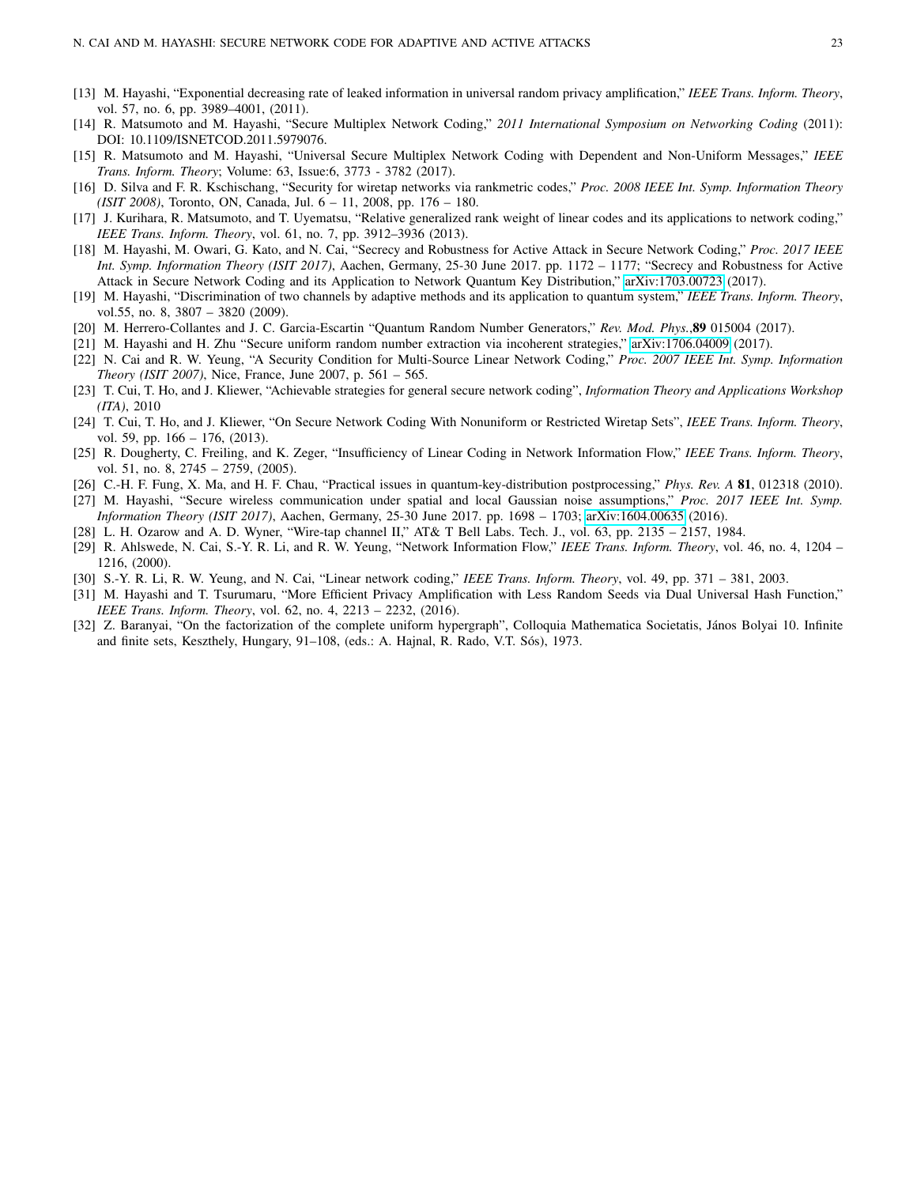[13] M. Hayashi, "Exponential decreasing rate of leaked information in universal random privacy amplification," *IEEE Trans. Inform. Theory*, vol. 57, no. 6, pp. 3989–4001, (2011).

[14] R. Matsumoto and M. Hayashi, "Secure Multiplex Network Coding," *2011 International Symposium on Networking Coding* (2011): DOI: 10.1109/ISNETCOD.2011.5979076.

[15] R. Matsumoto and M. Hayashi, "Universal Secure Multiplex Network Coding with Dependent and Non-Uniform Messages," *IEEE Trans. Inform. Theory*; Volume: 63, Issue:6, 3773 - 3782 (2017).

[16] D. Silva and F. R. Kschischang, "Security for wiretap networks via rankmetric codes," *Proc. 2008 IEEE Int. Symp. Information Theory (ISIT 2008)*, Toronto, ON, Canada, Jul. 6 – 11, 2008, pp. 176 – 180.

[17] J. Kurihara, R. Matsumoto, and T. Uyematsu, "Relative generalized rank weight of linear codes and its applications to network coding," *IEEE Trans. Inform. Theory*, vol. 61, no. 7, pp. 3912–3936 (2013).

[18] M. Hayashi, M. Owari, G. Kato, and N. Cai, "Secrecy and Robustness for Active Attack in Secure Network Coding," *Proc. 2017 IEEE Int. Symp. Information Theory (ISIT 2017)*, Aachen, Germany, 25-30 June 2017. pp. 1172 – 1177; "Secrecy and Robustness for Active Attack in Secure Network Coding and its Application to Network Quantum Key Distribution," arXiv:1703.00723 (2017).

[19] M. Hayashi, "Discrimination of two channels by adaptive methods and its application to quantum system," *IEEE Trans. Inform. Theory*, vol.55, no. 8, 3807 – 3820 (2009).

[20] M. Herrero-Collantes and J. C. Garcia-Escartin "Quantum Random Number Generators," *Rev. Mod. Phys.*,**89** 015004 (2017).

[21] M. Hayashi and H. Zhu "Secure uniform random number extraction via incoherent strategies," arXiv:1706.04009 (2017).

[22] N. Cai and R. W. Yeung, "A Security Condition for Multi-Source Linear Network Coding," *Proc. 2007 IEEE Int. Symp. Information Theory (ISIT 2007)*, Nice, France, June 2007, p. 561 – 565.

[23] T. Cui, T. Ho, and J. Kliewer, "Achievable strategies for general secure network coding", *Information Theory and Applications Workshop (ITA)*, 2010

[24] T. Cui, T. Ho, and J. Kliewer, "On Secure Network Coding With Nonuniform or Restricted Wiretap Sets", *IEEE Trans. Inform. Theory*, vol. 59, pp. 166 – 176, (2013).

[25] R. Dougherty, C. Freiling, and K. Zeger, "Insufficiency of Linear Coding in Network Information Flow," *IEEE Trans. Inform. Theory*, vol. 51, no. 8, 2745 – 2759, (2005).

[26] C.-H. F. Fung, X. Ma, and H. F. Chau, "Practical issues in quantum-key-distribution postprocessing," *Phys. Rev. A* **81**, 012318 (2010).

[27] M. Hayashi, "Secure wireless communication under spatial and local Gaussian noise assumptions," *Proc. 2017 IEEE Int. Symp. Information Theory (ISIT 2017)*, Aachen, Germany, 25-30 June 2017. pp. 1698 – 1703; arXiv:1604.00635 (2016).

[28] L. H. Ozarow and A. D. Wyner, "Wire-tap channel II," AT& T Bell Labs. Tech. J., vol. 63, pp. 2135 – 2157, 1984.

[29] R. Ahlswede, N. Cai, S.-Y. R. Li, and R. W. Yeung, "Network Information Flow," *IEEE Trans. Inform. Theory*, vol. 46, no. 4, 1204 – 1216, (2000).

[30] S.-Y. R. Li, R. W. Yeung, and N. Cai, "Linear network coding," *IEEE Trans. Inform. Theory*, vol. 49, pp. 371 – 381, 2003.

[31] M. Hayashi and T. Tsurumaru, "More Efficient Privacy Amplification with Less Random Seeds via Dual Universal Hash Function," *IEEE Trans. Inform. Theory*, vol. 62, no. 4, 2213 – 2232, (2016).

[32] Z. Baranyai, "On the factorization of the complete uniform hypergraph", Colloquia Mathematica Societatis, János Bolyai 10. Infinite and finite sets, Keszthely, Hungary, 91–108, (eds.: A. Hajnal, R. Rado, V.T. Sós), 1973.